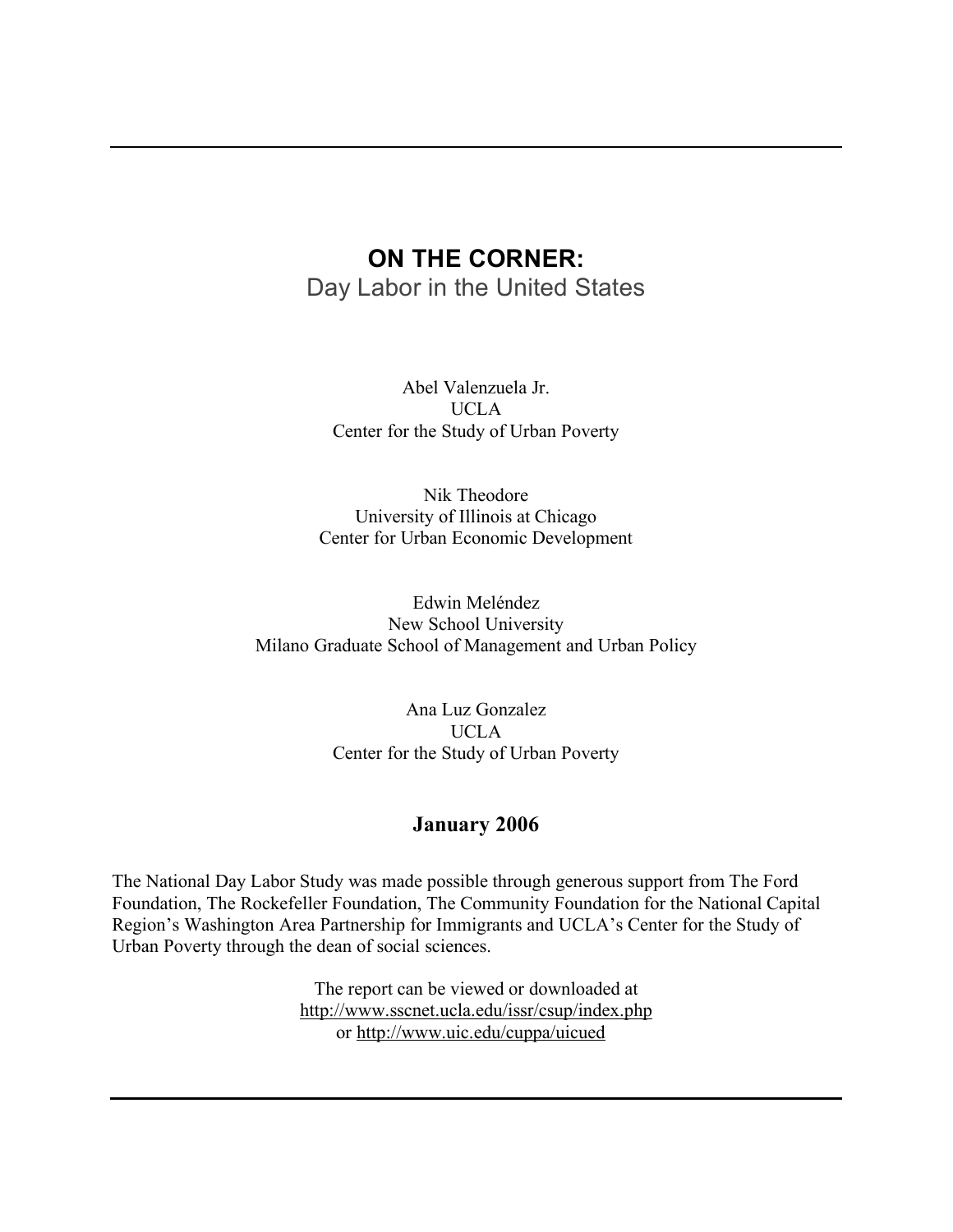# ON THE CORNER:

Day Labor in the United States

Abel Valenzuela Jr.
UCLA
Center for the Study of Urban Poverty

Nik Theodore
University of Illinois at Chicago
Center for Urban Economic Development

Edwin Meléndez
New School University
Milano Graduate School of Management and Urban Policy

Ana Luz Gonzalez
UCLA
Center for the Study of Urban Poverty

**January 2006**

The National Day Labor Study was made possible through generous support from The Ford Foundation, The Rockefeller Foundation, The Community Foundation for the National Capital Region's Washington Area Partnership for Immigrants and UCLA's Center for the Study of Urban Poverty through the dean of social sciences.

The report can be viewed or downloaded at
http://www.sscnet.ucla.edu/issr/csup/index.php
or http://www.uic.edu/cuppa/uicued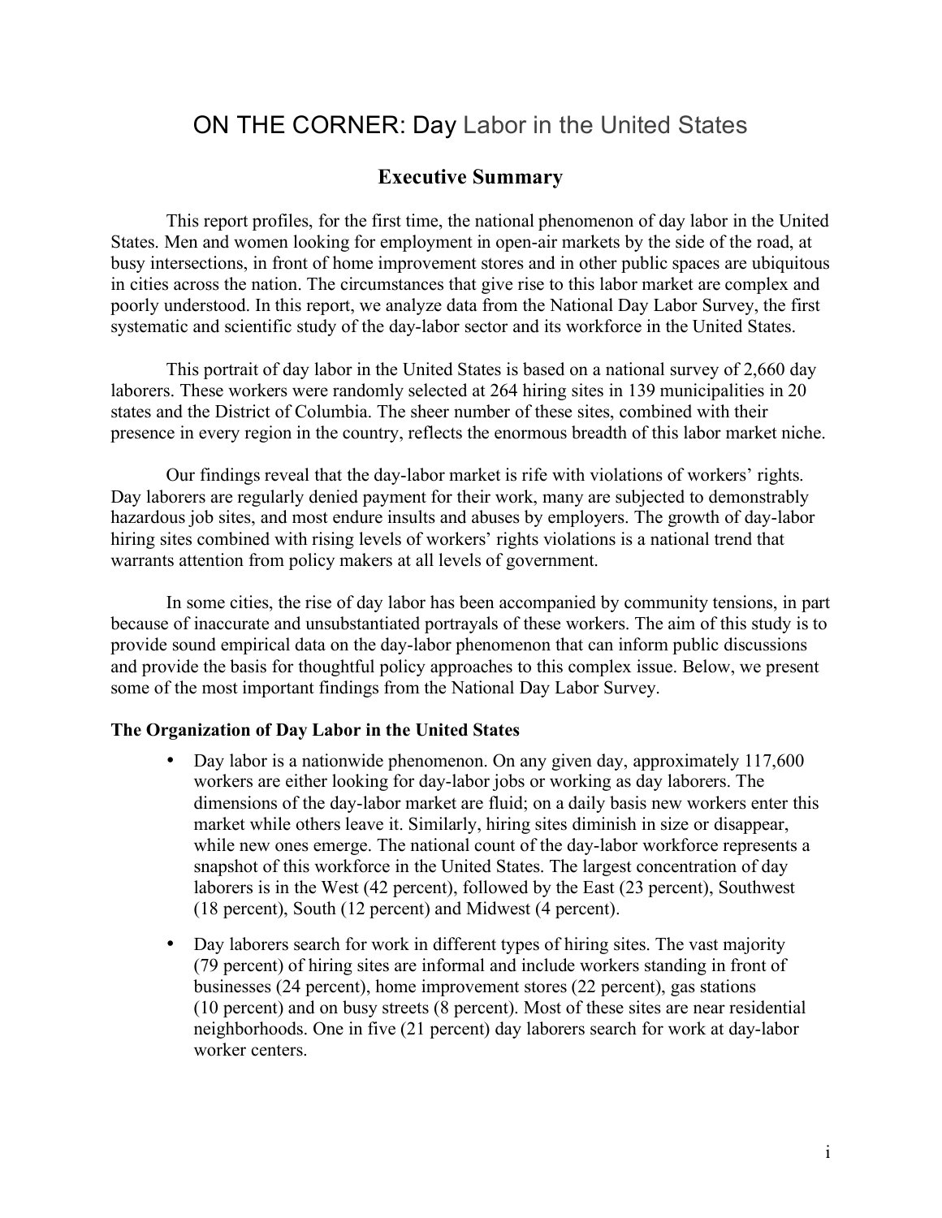# ON THE CORNER: Day Labor in the United States

## Executive Summary

This report profiles, for the first time, the national phenomenon of day labor in the United States. Men and women looking for employment in open-air markets by the side of the road, at busy intersections, in front of home improvement stores and in other public spaces are ubiquitous in cities across the nation. The circumstances that give rise to this labor market are complex and poorly understood. In this report, we analyze data from the National Day Labor Survey, the first systematic and scientific study of the day-labor sector and its workforce in the United States.

This portrait of day labor in the United States is based on a national survey of 2,660 day laborers. These workers were randomly selected at 264 hiring sites in 139 municipalities in 20 states and the District of Columbia. The sheer number of these sites, combined with their presence in every region in the country, reflects the enormous breadth of this labor market niche.

Our findings reveal that the day-labor market is rife with violations of workers' rights. Day laborers are regularly denied payment for their work, many are subjected to demonstrably hazardous job sites, and most endure insults and abuses by employers. The growth of day-labor hiring sites combined with rising levels of workers' rights violations is a national trend that warrants attention from policy makers at all levels of government.

In some cities, the rise of day labor has been accompanied by community tensions, in part because of inaccurate and unsubstantiated portrayals of these workers. The aim of this study is to provide sound empirical data on the day-labor phenomenon that can inform public discussions and provide the basis for thoughtful policy approaches to this complex issue. Below, we present some of the most important findings from the National Day Labor Survey.

**The Organization of Day Labor in the United States**

- Day labor is a nationwide phenomenon. On any given day, approximately 117,600 workers are either looking for day-labor jobs or working as day laborers. The dimensions of the day-labor market are fluid; on a daily basis new workers enter this market while others leave it. Similarly, hiring sites diminish in size or disappear, while new ones emerge. The national count of the day-labor workforce represents a snapshot of this workforce in the United States. The largest concentration of day laborers is in the West (42 percent), followed by the East (23 percent), Southwest (18 percent), South (12 percent) and Midwest (4 percent).

- Day laborers search for work in different types of hiring sites. The vast majority (79 percent) of hiring sites are informal and include workers standing in front of businesses (24 percent), home improvement stores (22 percent), gas stations (10 percent) and on busy streets (8 percent). Most of these sites are near residential neighborhoods. One in five (21 percent) day laborers search for work at day-labor worker centers.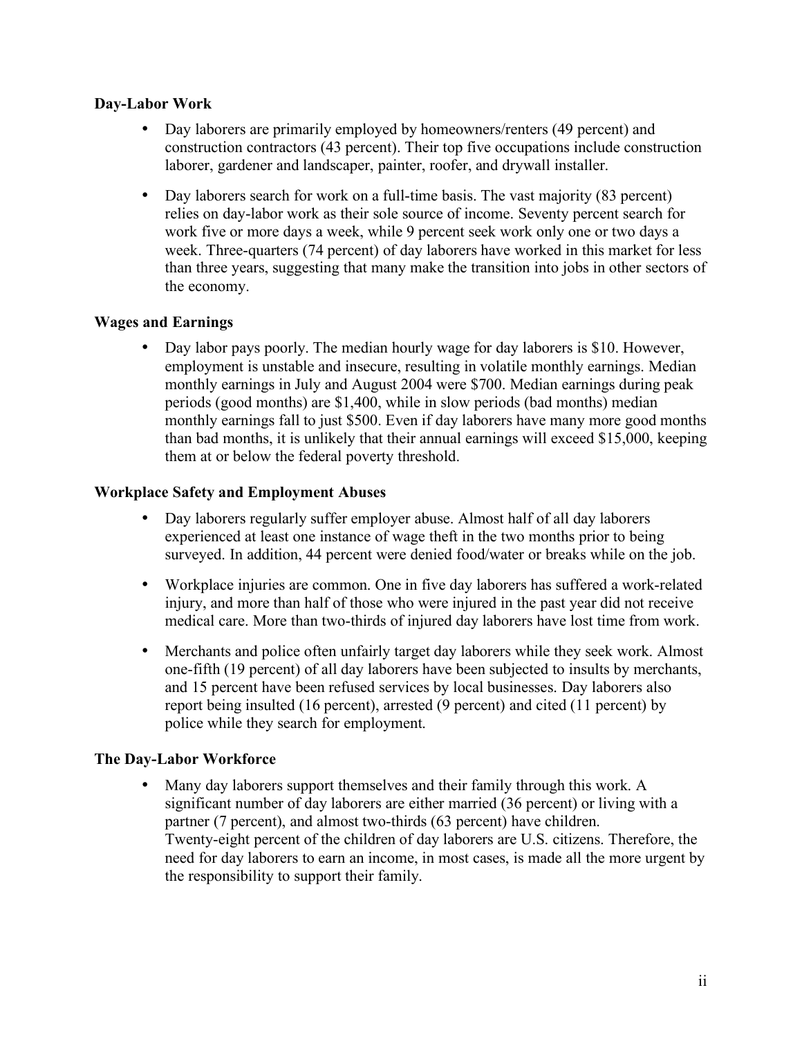**Day-Labor Work**

- Day laborers are primarily employed by homeowners/renters (49 percent) and construction contractors (43 percent). Their top five occupations include construction laborer, gardener and landscaper, painter, roofer, and drywall installer.
- Day laborers search for work on a full-time basis. The vast majority (83 percent) relies on day-labor work as their sole source of income. Seventy percent search for work five or more days a week, while 9 percent seek work only one or two days a week. Three-quarters (74 percent) of day laborers have worked in this market for less than three years, suggesting that many make the transition into jobs in other sectors of the economy.

**Wages and Earnings**

- Day labor pays poorly. The median hourly wage for day laborers is $10. However, employment is unstable and insecure, resulting in volatile monthly earnings. Median monthly earnings in July and August 2004 were $700. Median earnings during peak periods (good months) are $1,400, while in slow periods (bad months) median monthly earnings fall to just $500. Even if day laborers have many more good months than bad months, it is unlikely that their annual earnings will exceed $15,000, keeping them at or below the federal poverty threshold.

**Workplace Safety and Employment Abuses**

- Day laborers regularly suffer employer abuse. Almost half of all day laborers experienced at least one instance of wage theft in the two months prior to being surveyed. In addition, 44 percent were denied food/water or breaks while on the job.
- Workplace injuries are common. One in five day laborers has suffered a work-related injury, and more than half of those who were injured in the past year did not receive medical care. More than two-thirds of injured day laborers have lost time from work.
- Merchants and police often unfairly target day laborers while they seek work. Almost one-fifth (19 percent) of all day laborers have been subjected to insults by merchants, and 15 percent have been refused services by local businesses. Day laborers also report being insulted (16 percent), arrested (9 percent) and cited (11 percent) by police while they search for employment.

**The Day-Labor Workforce**

- Many day laborers support themselves and their family through this work. A significant number of day laborers are either married (36 percent) or living with a partner (7 percent), and almost two-thirds (63 percent) have children. Twenty-eight percent of the children of day laborers are U.S. citizens. Therefore, the need for day laborers to earn an income, in most cases, is made all the more urgent by the responsibility to support their family.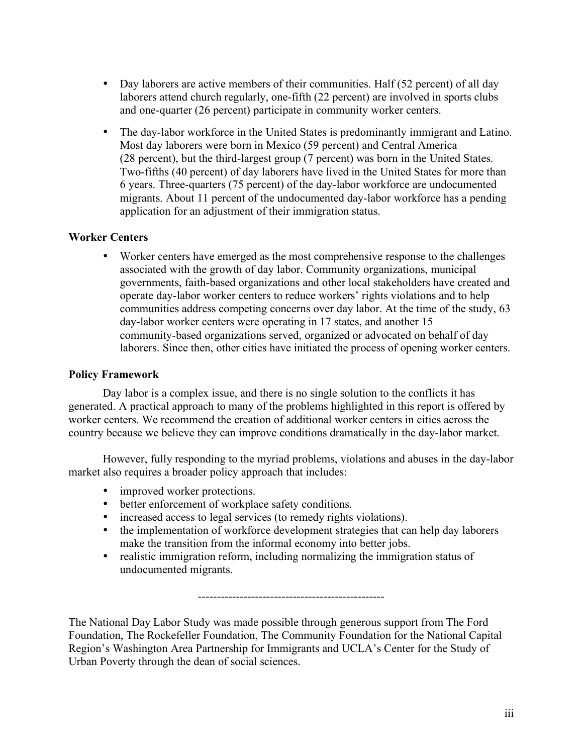- Day laborers are active members of their communities. Half (52 percent) of all day laborers attend church regularly, one-fifth (22 percent) are involved in sports clubs and one-quarter (26 percent) participate in community worker centers.
- The day-labor workforce in the United States is predominantly immigrant and Latino. Most day laborers were born in Mexico (59 percent) and Central America (28 percent), but the third-largest group (7 percent) was born in the United States. Two-fifths (40 percent) of day laborers have lived in the United States for more than 6 years. Three-quarters (75 percent) of the day-labor workforce are undocumented migrants. About 11 percent of the undocumented day-labor workforce has a pending application for an adjustment of their immigration status.

**Worker Centers**

- Worker centers have emerged as the most comprehensive response to the challenges associated with the growth of day labor. Community organizations, municipal governments, faith-based organizations and other local stakeholders have created and operate day-labor worker centers to reduce workers' rights violations and to help communities address competing concerns over day labor. At the time of the study, 63 day-labor worker centers were operating in 17 states, and another 15 community-based organizations served, organized or advocated on behalf of day laborers. Since then, other cities have initiated the process of opening worker centers.

**Policy Framework**

Day labor is a complex issue, and there is no single solution to the conflicts it has generated. A practical approach to many of the problems highlighted in this report is offered by worker centers. We recommend the creation of additional worker centers in cities across the country because we believe they can improve conditions dramatically in the day-labor market.

However, fully responding to the myriad problems, violations and abuses in the day-labor market also requires a broader policy approach that includes:

- improved worker protections.
- better enforcement of workplace safety conditions.
- increased access to legal services (to remedy rights violations).
- the implementation of workforce development strategies that can help day laborers make the transition from the informal economy into better jobs.
- realistic immigration reform, including normalizing the immigration status of undocumented migrants.

------------------------------------------------

The National Day Labor Study was made possible through generous support from The Ford Foundation, The Rockefeller Foundation, The Community Foundation for the National Capital Region's Washington Area Partnership for Immigrants and UCLA's Center for the Study of Urban Poverty through the dean of social sciences.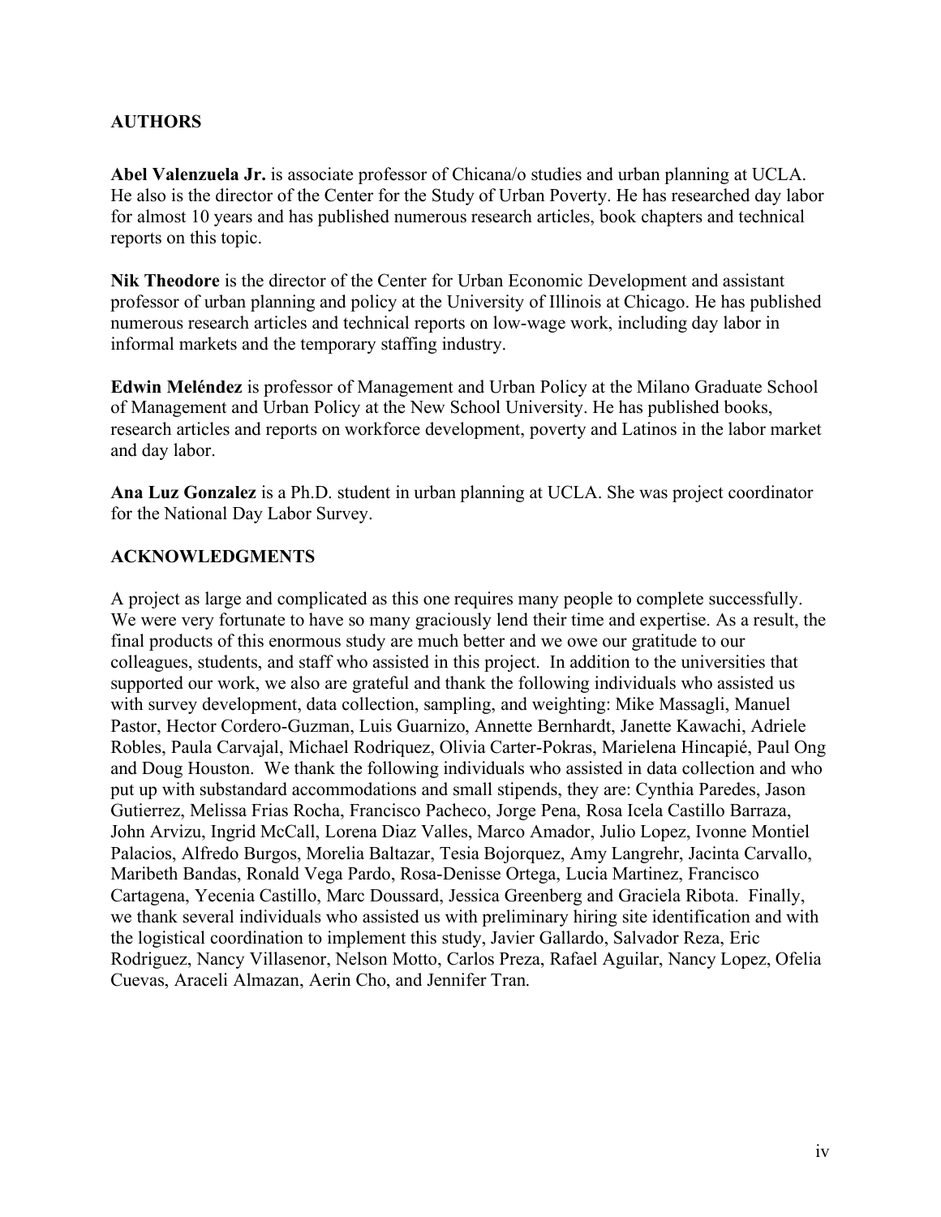## AUTHORS

**Abel Valenzuela Jr.** is associate professor of Chicana/o studies and urban planning at UCLA. He also is the director of the Center for the Study of Urban Poverty. He has researched day labor for almost 10 years and has published numerous research articles, book chapters and technical reports on this topic.

**Nik Theodore** is the director of the Center for Urban Economic Development and assistant professor of urban planning and policy at the University of Illinois at Chicago. He has published numerous research articles and technical reports on low-wage work, including day labor in informal markets and the temporary staffing industry.

**Edwin Meléndez** is professor of Management and Urban Policy at the Milano Graduate School of Management and Urban Policy at the New School University. He has published books, research articles and reports on workforce development, poverty and Latinos in the labor market and day labor.

**Ana Luz Gonzalez** is a Ph.D. student in urban planning at UCLA. She was project coordinator for the National Day Labor Survey.

## ACKNOWLEDGMENTS

A project as large and complicated as this one requires many people to complete successfully. We were very fortunate to have so many graciously lend their time and expertise. As a result, the final products of this enormous study are much better and we owe our gratitude to our colleagues, students, and staff who assisted in this project. In addition to the universities that supported our work, we also are grateful and thank the following individuals who assisted us with survey development, data collection, sampling, and weighting: Mike Massagli, Manuel Pastor, Hector Cordero-Guzman, Luis Guarnizo, Annette Bernhardt, Janette Kawachi, Adriele Robles, Paula Carvajal, Michael Rodriquez, Olivia Carter-Pokras, Marielena Hincapié, Paul Ong and Doug Houston. We thank the following individuals who assisted in data collection and who put up with substandard accommodations and small stipends, they are: Cynthia Paredes, Jason Gutierrez, Melissa Frias Rocha, Francisco Pacheco, Jorge Pena, Rosa Icela Castillo Barraza, John Arvizu, Ingrid McCall, Lorena Diaz Valles, Marco Amador, Julio Lopez, Ivonne Montiel Palacios, Alfredo Burgos, Morelia Baltazar, Tesia Bojorquez, Amy Langrehr, Jacinta Carvallo, Maribeth Bandas, Ronald Vega Pardo, Rosa-Denisse Ortega, Lucia Martinez, Francisco Cartagena, Yecenia Castillo, Marc Doussard, Jessica Greenberg and Graciela Ribota. Finally, we thank several individuals who assisted us with preliminary hiring site identification and with the logistical coordination to implement this study, Javier Gallardo, Salvador Reza, Eric Rodriguez, Nancy Villasenor, Nelson Motto, Carlos Preza, Rafael Aguilar, Nancy Lopez, Ofelia Cuevas, Araceli Almazan, Aerin Cho, and Jennifer Tran.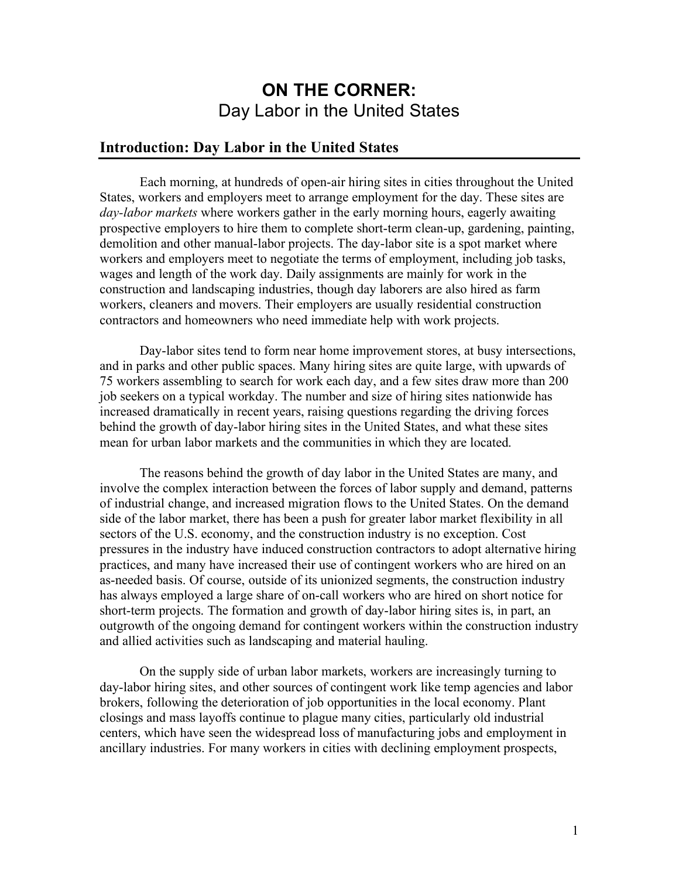# ON THE CORNER:
Day Labor in the United States

## Introduction: Day Labor in the United States

Each morning, at hundreds of open-air hiring sites in cities throughout the United States, workers and employers meet to arrange employment for the day. These sites are *day-labor markets* where workers gather in the early morning hours, eagerly awaiting prospective employers to hire them to complete short-term clean-up, gardening, painting, demolition and other manual-labor projects. The day-labor site is a spot market where workers and employers meet to negotiate the terms of employment, including job tasks, wages and length of the work day. Daily assignments are mainly for work in the construction and landscaping industries, though day laborers are also hired as farm workers, cleaners and movers. Their employers are usually residential construction contractors and homeowners who need immediate help with work projects.

Day-labor sites tend to form near home improvement stores, at busy intersections, and in parks and other public spaces. Many hiring sites are quite large, with upwards of 75 workers assembling to search for work each day, and a few sites draw more than 200 job seekers on a typical workday. The number and size of hiring sites nationwide has increased dramatically in recent years, raising questions regarding the driving forces behind the growth of day-labor hiring sites in the United States, and what these sites mean for urban labor markets and the communities in which they are located.

The reasons behind the growth of day labor in the United States are many, and involve the complex interaction between the forces of labor supply and demand, patterns of industrial change, and increased migration flows to the United States. On the demand side of the labor market, there has been a push for greater labor market flexibility in all sectors of the U.S. economy, and the construction industry is no exception. Cost pressures in the industry have induced construction contractors to adopt alternative hiring practices, and many have increased their use of contingent workers who are hired on an as-needed basis. Of course, outside of its unionized segments, the construction industry has always employed a large share of on-call workers who are hired on short notice for short-term projects. The formation and growth of day-labor hiring sites is, in part, an outgrowth of the ongoing demand for contingent workers within the construction industry and allied activities such as landscaping and material hauling.

On the supply side of urban labor markets, workers are increasingly turning to day-labor hiring sites, and other sources of contingent work like temp agencies and labor brokers, following the deterioration of job opportunities in the local economy. Plant closings and mass layoffs continue to plague many cities, particularly old industrial centers, which have seen the widespread loss of manufacturing jobs and employment in ancillary industries. For many workers in cities with declining employment prospects,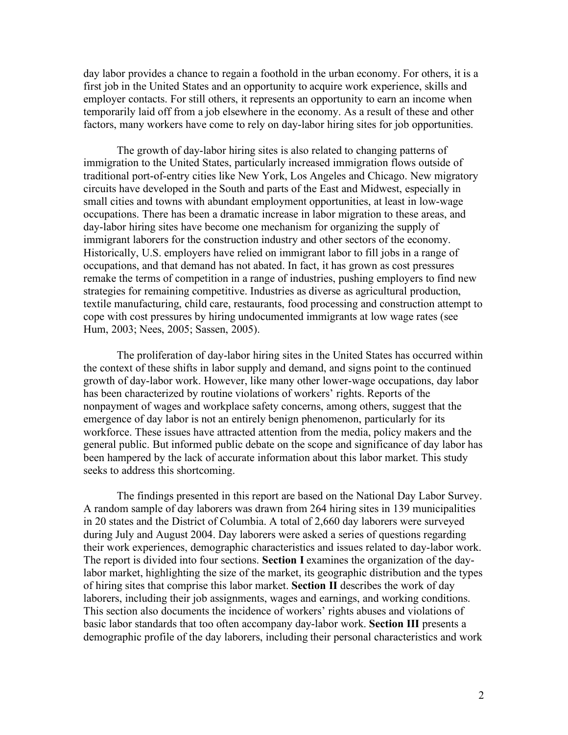day labor provides a chance to regain a foothold in the urban economy. For others, it is a first job in the United States and an opportunity to acquire work experience, skills and employer contacts. For still others, it represents an opportunity to earn an income when temporarily laid off from a job elsewhere in the economy. As a result of these and other factors, many workers have come to rely on day-labor hiring sites for job opportunities.

The growth of day-labor hiring sites is also related to changing patterns of immigration to the United States, particularly increased immigration flows outside of traditional port-of-entry cities like New York, Los Angeles and Chicago. New migratory circuits have developed in the South and parts of the East and Midwest, especially in small cities and towns with abundant employment opportunities, at least in low-wage occupations. There has been a dramatic increase in labor migration to these areas, and day-labor hiring sites have become one mechanism for organizing the supply of immigrant laborers for the construction industry and other sectors of the economy. Historically, U.S. employers have relied on immigrant labor to fill jobs in a range of occupations, and that demand has not abated. In fact, it has grown as cost pressures remake the terms of competition in a range of industries, pushing employers to find new strategies for remaining competitive. Industries as diverse as agricultural production, textile manufacturing, child care, restaurants, food processing and construction attempt to cope with cost pressures by hiring undocumented immigrants at low wage rates (see Hum, 2003; Nees, 2005; Sassen, 2005).

The proliferation of day-labor hiring sites in the United States has occurred within the context of these shifts in labor supply and demand, and signs point to the continued growth of day-labor work. However, like many other lower-wage occupations, day labor has been characterized by routine violations of workers' rights. Reports of the nonpayment of wages and workplace safety concerns, among others, suggest that the emergence of day labor is not an entirely benign phenomenon, particularly for its workforce. These issues have attracted attention from the media, policy makers and the general public. But informed public debate on the scope and significance of day labor has been hampered by the lack of accurate information about this labor market. This study seeks to address this shortcoming.

The findings presented in this report are based on the National Day Labor Survey. A random sample of day laborers was drawn from 264 hiring sites in 139 municipalities in 20 states and the District of Columbia. A total of 2,660 day laborers were surveyed during July and August 2004. Day laborers were asked a series of questions regarding their work experiences, demographic characteristics and issues related to day-labor work. The report is divided into four sections. **Section I** examines the organization of the day-labor market, highlighting the size of the market, its geographic distribution and the types of hiring sites that comprise this labor market. **Section II** describes the work of day laborers, including their job assignments, wages and earnings, and working conditions. This section also documents the incidence of workers' rights abuses and violations of basic labor standards that too often accompany day-labor work. **Section III** presents a demographic profile of the day laborers, including their personal characteristics and work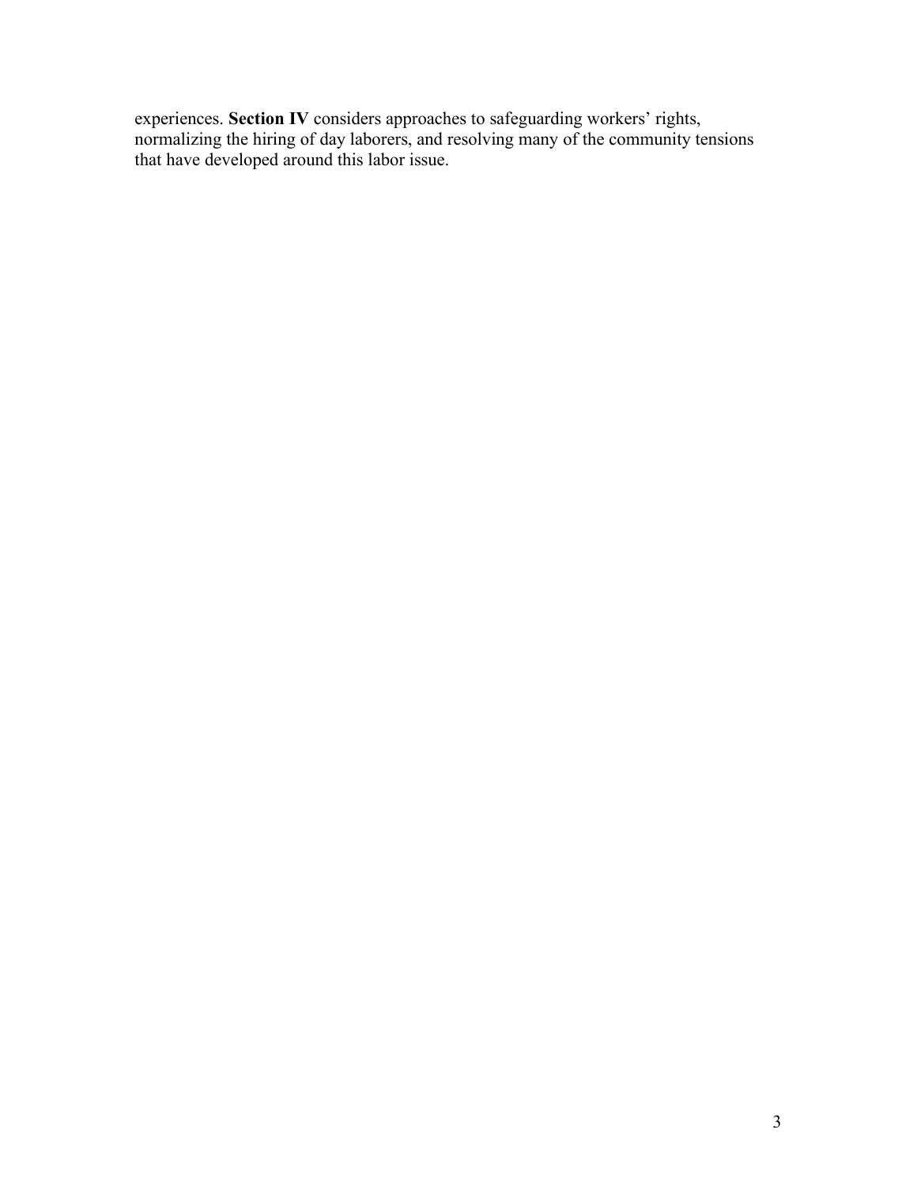experiences. **Section IV** considers approaches to safeguarding workers' rights, normalizing the hiring of day laborers, and resolving many of the community tensions that have developed around this labor issue.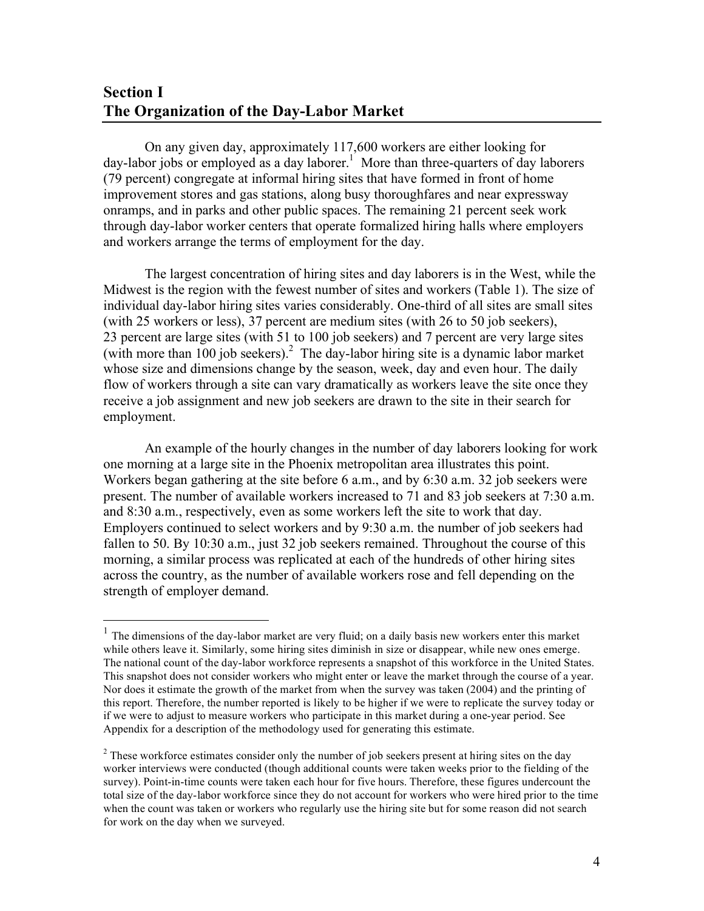## Section I
## The Organization of the Day-Labor Market

On any given day, approximately 117,600 workers are either looking for day-labor jobs or employed as a day laborer.[1] More than three-quarters of day laborers (79 percent) congregate at informal hiring sites that have formed in front of home improvement stores and gas stations, along busy thoroughfares and near expressway onramps, and in parks and other public spaces. The remaining 21 percent seek work through day-labor worker centers that operate formalized hiring halls where employers and workers arrange the terms of employment for the day.

The largest concentration of hiring sites and day laborers is in the West, while the Midwest is the region with the fewest number of sites and workers (Table 1). The size of individual day-labor hiring sites varies considerably. One-third of all sites are small sites (with 25 workers or less), 37 percent are medium sites (with 26 to 50 job seekers), 23 percent are large sites (with 51 to 100 job seekers) and 7 percent are very large sites (with more than 100 job seekers).[2] The day-labor hiring site is a dynamic labor market whose size and dimensions change by the season, week, day and even hour. The daily flow of workers through a site can vary dramatically as workers leave the site once they receive a job assignment and new job seekers are drawn to the site in their search for employment.

An example of the hourly changes in the number of day laborers looking for work one morning at a large site in the Phoenix metropolitan area illustrates this point. Workers began gathering at the site before 6 a.m., and by 6:30 a.m. 32 job seekers were present. The number of available workers increased to 71 and 83 job seekers at 7:30 a.m. and 8:30 a.m., respectively, even as some workers left the site to work that day. Employers continued to select workers and by 9:30 a.m. the number of job seekers had fallen to 50. By 10:30 a.m., just 32 job seekers remained. Throughout the course of this morning, a similar process was replicated at each of the hundreds of other hiring sites across the country, as the number of available workers rose and fell depending on the strength of employer demand.

---

[1] The dimensions of the day-labor market are very fluid; on a daily basis new workers enter this market while others leave it. Similarly, some hiring sites diminish in size or disappear, while new ones emerge. The national count of the day-labor workforce represents a snapshot of this workforce in the United States. This snapshot does not consider workers who might enter or leave the market through the course of a year. Nor does it estimate the growth of the market from when the survey was taken (2004) and the printing of this report. Therefore, the number reported is likely to be higher if we were to replicate the survey today or if we were to adjust to measure workers who participate in this market during a one-year period. See Appendix for a description of the methodology used for generating this estimate.

[2] These workforce estimates consider only the number of job seekers present at hiring sites on the day worker interviews were conducted (though additional counts were taken weeks prior to the fielding of the survey). Point-in-time counts were taken each hour for five hours. Therefore, these figures undercount the total size of the day-labor workforce since they do not account for workers who were hired prior to the time when the count was taken or workers who regularly use the hiring site but for some reason did not search for work on the day when we surveyed.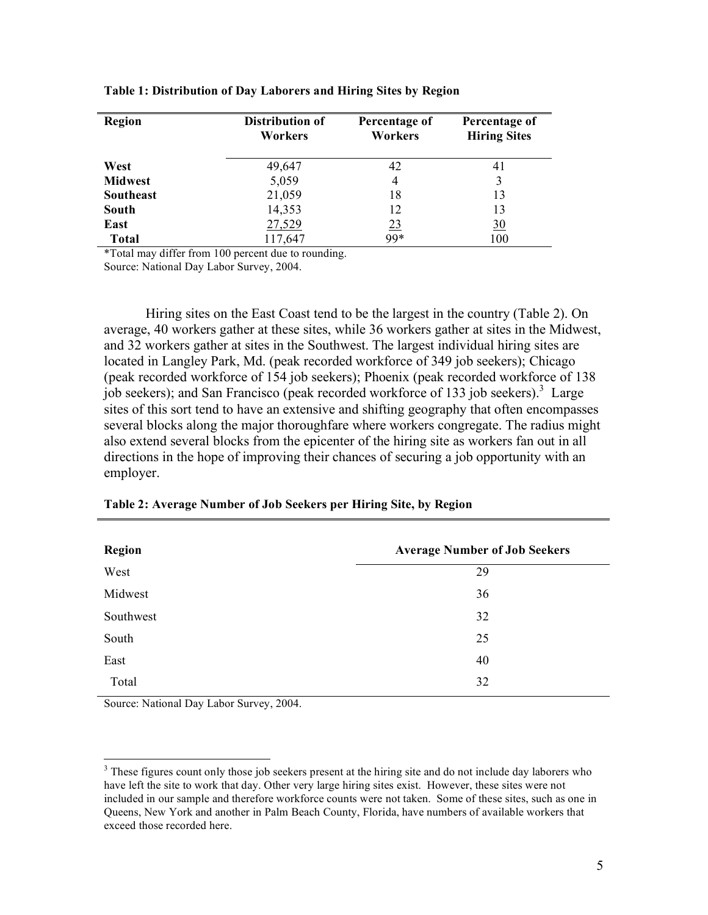**Table 1: Distribution of Day Laborers and Hiring Sites by Region**

| Region | Distribution of Workers | Percentage of Workers | Percentage of Hiring Sites |
|---|---|---|---|
| **West** | 49,647 | 42 | 41 |
| **Midwest** | 5,059 | 4 | 3 |
| **Southeast** | 21,059 | 18 | 13 |
| **South** | 14,353 | 12 | 13 |
| **East** | 27,529 | 23 | 30 |
| **Total** | 117,647 | 99* | 100 |

*Total may differ from 100 percent due to rounding.
Source: National Day Labor Survey, 2004.

Hiring sites on the East Coast tend to be the largest in the country (Table 2). On average, 40 workers gather at these sites, while 36 workers gather at sites in the Midwest, and 32 workers gather at sites in the Southwest. The largest individual hiring sites are located in Langley Park, Md. (peak recorded workforce of 349 job seekers); Chicago (peak recorded workforce of 154 job seekers); Phoenix (peak recorded workforce of 138 job seekers); and San Francisco (peak recorded workforce of 133 job seekers).[3] Large sites of this sort tend to have an extensive and shifting geography that often encompasses several blocks along the major thoroughfare where workers congregate. The radius might also extend several blocks from the epicenter of the hiring site as workers fan out in all directions in the hope of improving their chances of securing a job opportunity with an employer.

**Table 2: Average Number of Job Seekers per Hiring Site, by Region**

| Region | Average Number of Job Seekers |
|---|---|
| West | 29 |
| Midwest | 36 |
| Southwest | 32 |
| South | 25 |
| East | 40 |
| Total | 32 |

Source: National Day Labor Survey, 2004.

[3] These figures count only those job seekers present at the hiring site and do not include day laborers who have left the site to work that day. Other very large hiring sites exist. However, these sites were not included in our sample and therefore workforce counts were not taken. Some of these sites, such as one in Queens, New York and another in Palm Beach County, Florida, have numbers of available workers that exceed those recorded here.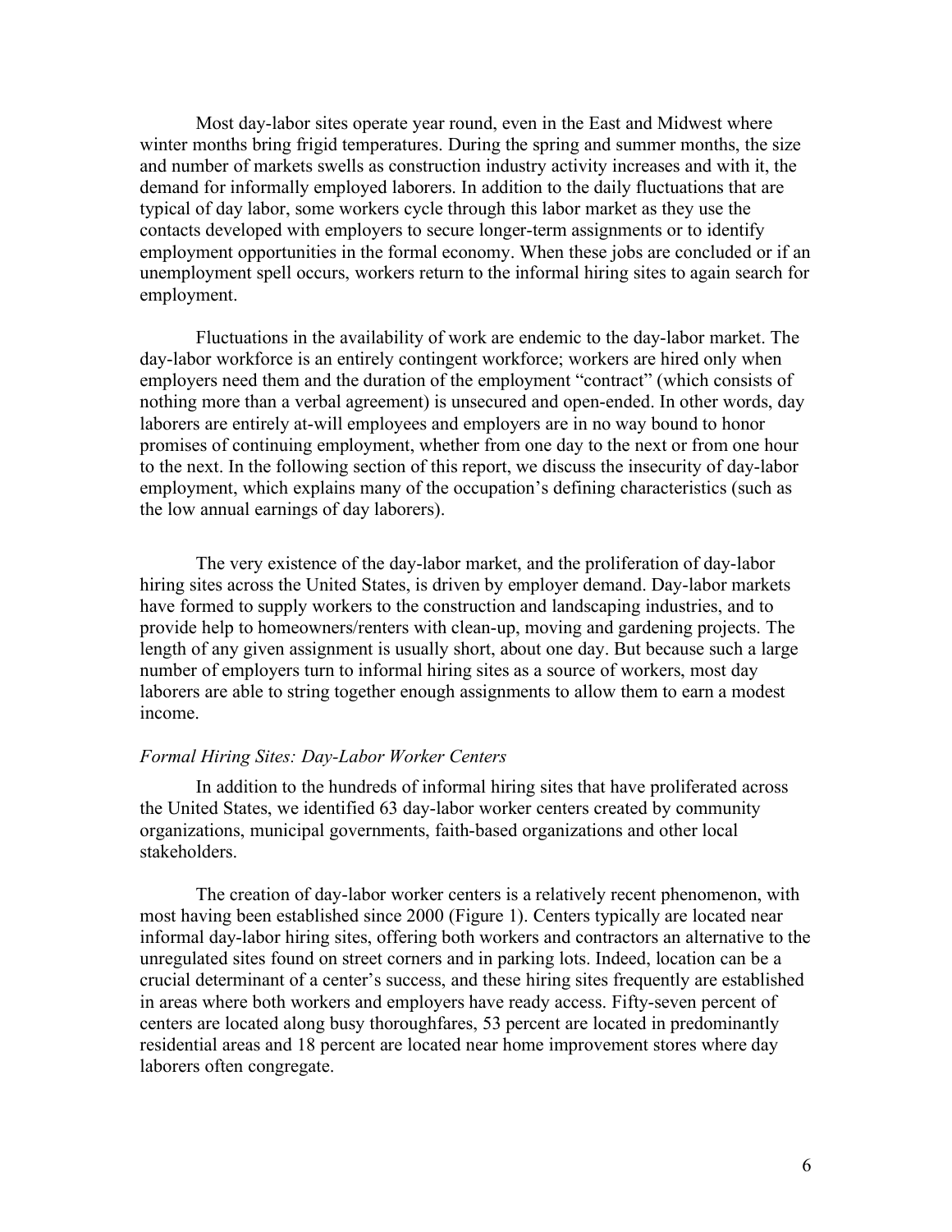Most day-labor sites operate year round, even in the East and Midwest where winter months bring frigid temperatures. During the spring and summer months, the size and number of markets swells as construction industry activity increases and with it, the demand for informally employed laborers. In addition to the daily fluctuations that are typical of day labor, some workers cycle through this labor market as they use the contacts developed with employers to secure longer-term assignments or to identify employment opportunities in the formal economy. When these jobs are concluded or if an unemployment spell occurs, workers return to the informal hiring sites to again search for employment.

Fluctuations in the availability of work are endemic to the day-labor market. The day-labor workforce is an entirely contingent workforce; workers are hired only when employers need them and the duration of the employment "contract" (which consists of nothing more than a verbal agreement) is unsecured and open-ended. In other words, day laborers are entirely at-will employees and employers are in no way bound to honor promises of continuing employment, whether from one day to the next or from one hour to the next. In the following section of this report, we discuss the insecurity of day-labor employment, which explains many of the occupation's defining characteristics (such as the low annual earnings of day laborers).

The very existence of the day-labor market, and the proliferation of day-labor hiring sites across the United States, is driven by employer demand. Day-labor markets have formed to supply workers to the construction and landscaping industries, and to provide help to homeowners/renters with clean-up, moving and gardening projects. The length of any given assignment is usually short, about one day. But because such a large number of employers turn to informal hiring sites as a source of workers, most day laborers are able to string together enough assignments to allow them to earn a modest income.

### *Formal Hiring Sites: Day-Labor Worker Centers*

In addition to the hundreds of informal hiring sites that have proliferated across the United States, we identified 63 day-labor worker centers created by community organizations, municipal governments, faith-based organizations and other local stakeholders.

The creation of day-labor worker centers is a relatively recent phenomenon, with most having been established since 2000 (Figure 1). Centers typically are located near informal day-labor hiring sites, offering both workers and contractors an alternative to the unregulated sites found on street corners and in parking lots. Indeed, location can be a crucial determinant of a center's success, and these hiring sites frequently are established in areas where both workers and employers have ready access. Fifty-seven percent of centers are located along busy thoroughfares, 53 percent are located in predominantly residential areas and 18 percent are located near home improvement stores where day laborers often congregate.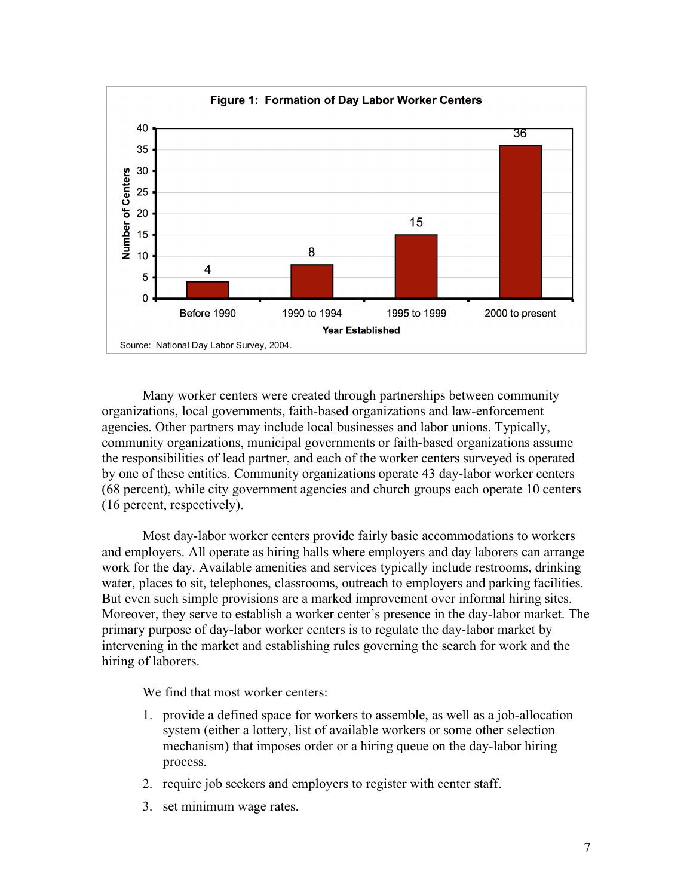**Figure 1: Formation of Day Labor Worker Centers**

| Year Established | Number of Centers |
| --- | --- |
| Before 1990 | 4 |
| 1990 to 1994 | 8 |
| 1995 to 1999 | 15 |
| 2000 to present | 36 |

Source: National Day Labor Survey, 2004.

Many worker centers were created through partnerships between community organizations, local governments, faith-based organizations and law-enforcement agencies. Other partners may include local businesses and labor unions. Typically, community organizations, municipal governments or faith-based organizations assume the responsibilities of lead partner, and each of the worker centers surveyed is operated by one of these entities. Community organizations operate 43 day-labor worker centers (68 percent), while city government agencies and church groups each operate 10 centers (16 percent, respectively).

Most day-labor worker centers provide fairly basic accommodations to workers and employers. All operate as hiring halls where employers and day laborers can arrange work for the day. Available amenities and services typically include restrooms, drinking water, places to sit, telephones, classrooms, outreach to employers and parking facilities. But even such simple provisions are a marked improvement over informal hiring sites. Moreover, they serve to establish a worker center's presence in the day-labor market. The primary purpose of day-labor worker centers is to regulate the day-labor market by intervening in the market and establishing rules governing the search for work and the hiring of laborers.

We find that most worker centers:

1. provide a defined space for workers to assemble, as well as a job-allocation system (either a lottery, list of available workers or some other selection mechanism) that imposes order or a hiring queue on the day-labor hiring process.
2. require job seekers and employers to register with center staff.
3. set minimum wage rates.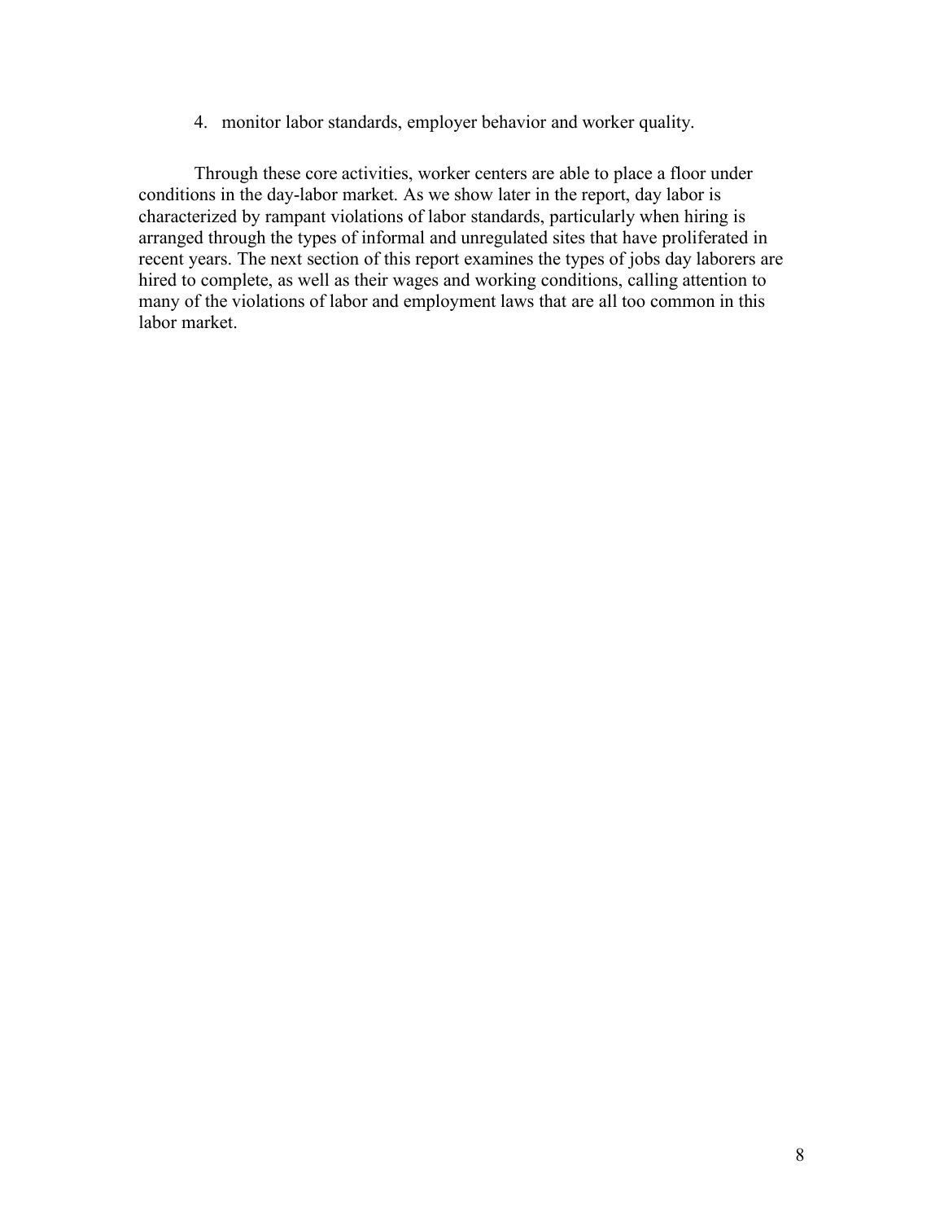4. monitor labor standards, employer behavior and worker quality.

Through these core activities, worker centers are able to place a floor under conditions in the day-labor market. As we show later in the report, day labor is characterized by rampant violations of labor standards, particularly when hiring is arranged through the types of informal and unregulated sites that have proliferated in recent years. The next section of this report examines the types of jobs day laborers are hired to complete, as well as their wages and working conditions, calling attention to many of the violations of labor and employment laws that are all too common in this labor market.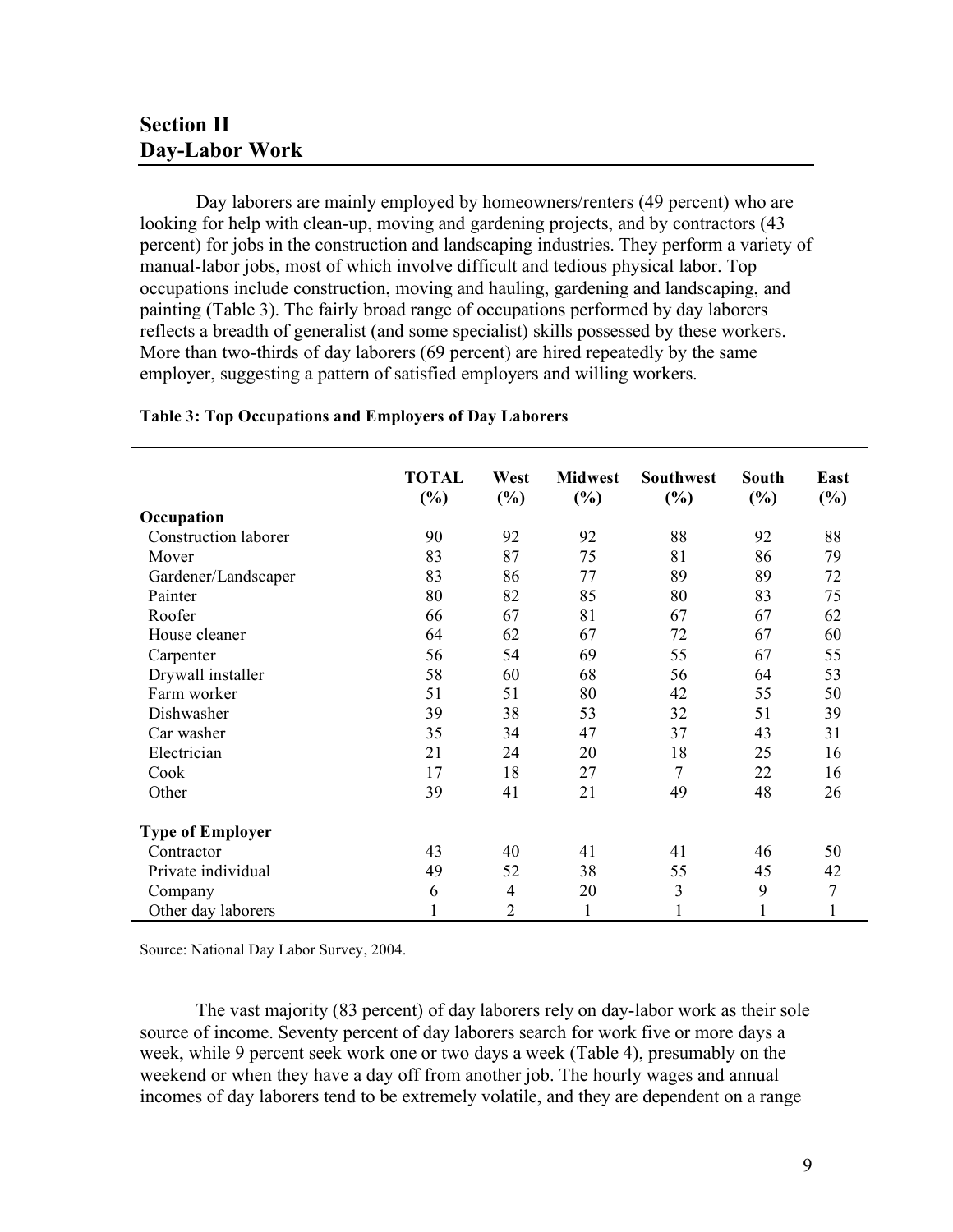## Section II
## Day-Labor Work

Day laborers are mainly employed by homeowners/renters (49 percent) who are looking for help with clean-up, moving and gardening projects, and by contractors (43 percent) for jobs in the construction and landscaping industries. They perform a variety of manual-labor jobs, most of which involve difficult and tedious physical labor. Top occupations include construction, moving and hauling, gardening and landscaping, and painting (Table 3). The fairly broad range of occupations performed by day laborers reflects a breadth of generalist (and some specialist) skills possessed by these workers. More than two-thirds of day laborers (69 percent) are hired repeatedly by the same employer, suggesting a pattern of satisfied employers and willing workers.

**Table 3: Top Occupations and Employers of Day Laborers**

| | TOTAL (%) | West (%) | Midwest (%) | Southwest (%) | South (%) | East (%) |
|---|---|---|---|---|---|---|
| **Occupation** | | | | | | |
| Construction laborer | 90 | 92 | 92 | 88 | 92 | 88 |
| Mover | 83 | 87 | 75 | 81 | 86 | 79 |
| Gardener/Landscaper | 83 | 86 | 77 | 89 | 89 | 72 |
| Painter | 80 | 82 | 85 | 80 | 83 | 75 |
| Roofer | 66 | 67 | 81 | 67 | 67 | 62 |
| House cleaner | 64 | 62 | 67 | 72 | 67 | 60 |
| Carpenter | 56 | 54 | 69 | 55 | 67 | 55 |
| Drywall installer | 58 | 60 | 68 | 56 | 64 | 53 |
| Farm worker | 51 | 51 | 80 | 42 | 55 | 50 |
| Dishwasher | 39 | 38 | 53 | 32 | 51 | 39 |
| Car washer | 35 | 34 | 47 | 37 | 43 | 31 |
| Electrician | 21 | 24 | 20 | 18 | 25 | 16 |
| Cook | 17 | 18 | 27 | 7 | 22 | 16 |
| Other | 39 | 41 | 21 | 49 | 48 | 26 |
| **Type of Employer** | | | | | | |
| Contractor | 43 | 40 | 41 | 41 | 46 | 50 |
| Private individual | 49 | 52 | 38 | 55 | 45 | 42 |
| Company | 6 | 4 | 20 | 3 | 9 | 7 |
| Other day laborers | 1 | 2 | 1 | 1 | 1 | 1 |

Source: National Day Labor Survey, 2004.

The vast majority (83 percent) of day laborers rely on day-labor work as their sole source of income. Seventy percent of day laborers search for work five or more days a week, while 9 percent seek work one or two days a week (Table 4), presumably on the weekend or when they have a day off from another job. The hourly wages and annual incomes of day laborers tend to be extremely volatile, and they are dependent on a range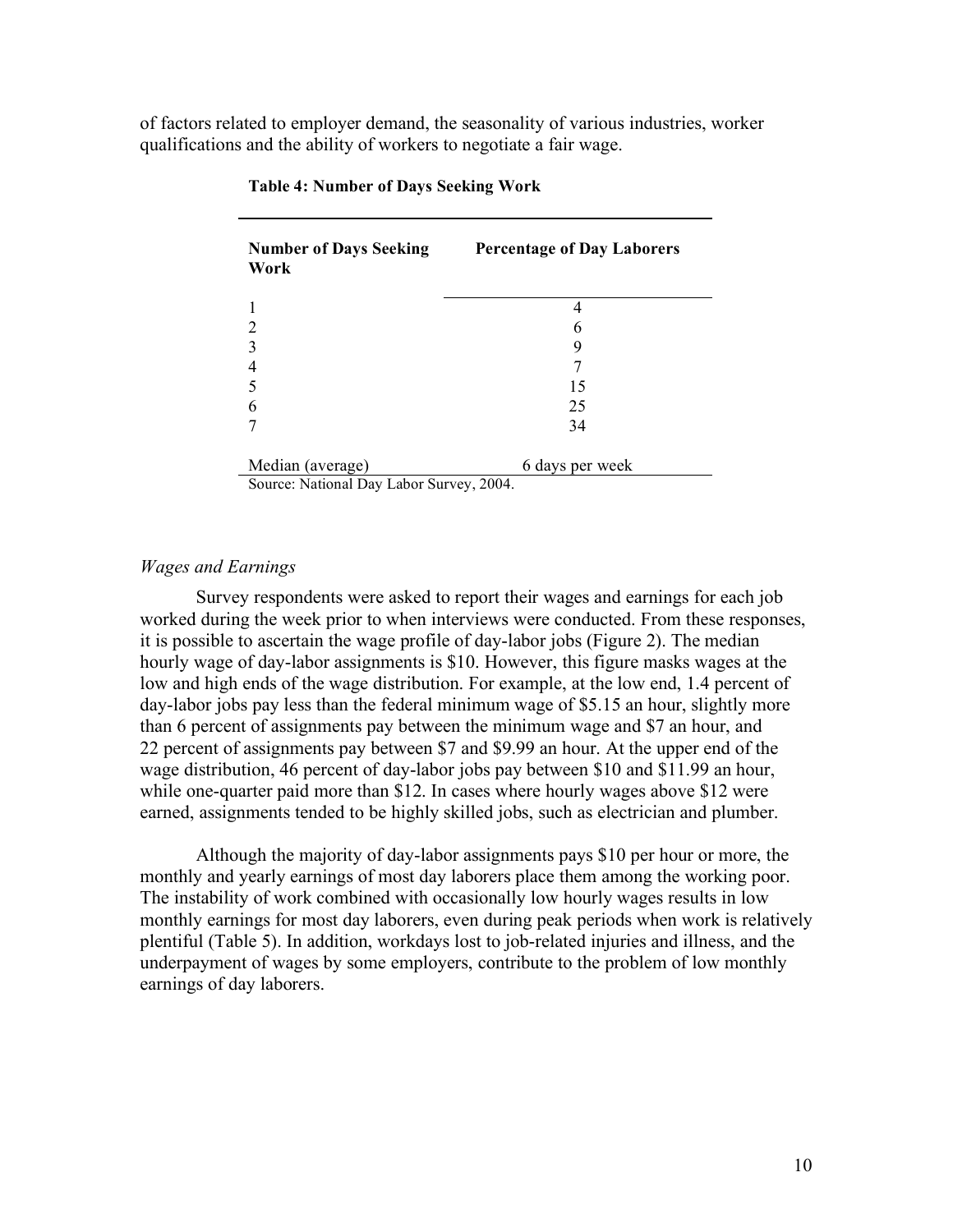of factors related to employer demand, the seasonality of various industries, worker qualifications and the ability of workers to negotiate a fair wage.

**Table 4: Number of Days Seeking Work**

| Number of Days Seeking Work | Percentage of Day Laborers |
|---|---|
| 1 | 4 |
| 2 | 6 |
| 3 | 9 |
| 4 | 7 |
| 5 | 15 |
| 6 | 25 |
| 7 | 34 |
| Median (average) | 6 days per week |

Source: National Day Labor Survey, 2004.

*Wages and Earnings*

Survey respondents were asked to report their wages and earnings for each job worked during the week prior to when interviews were conducted. From these responses, it is possible to ascertain the wage profile of day-labor jobs (Figure 2). The median hourly wage of day-labor assignments is $10. However, this figure masks wages at the low and high ends of the wage distribution. For example, at the low end, 1.4 percent of day-labor jobs pay less than the federal minimum wage of $5.15 an hour, slightly more than 6 percent of assignments pay between the minimum wage and $7 an hour, and 22 percent of assignments pay between $7 and $9.99 an hour. At the upper end of the wage distribution, 46 percent of day-labor jobs pay between $10 and $11.99 an hour, while one-quarter paid more than $12. In cases where hourly wages above $12 were earned, assignments tended to be highly skilled jobs, such as electrician and plumber.

Although the majority of day-labor assignments pays $10 per hour or more, the monthly and yearly earnings of most day laborers place them among the working poor. The instability of work combined with occasionally low hourly wages results in low monthly earnings for most day laborers, even during peak periods when work is relatively plentiful (Table 5). In addition, workdays lost to job-related injuries and illness, and the underpayment of wages by some employers, contribute to the problem of low monthly earnings of day laborers.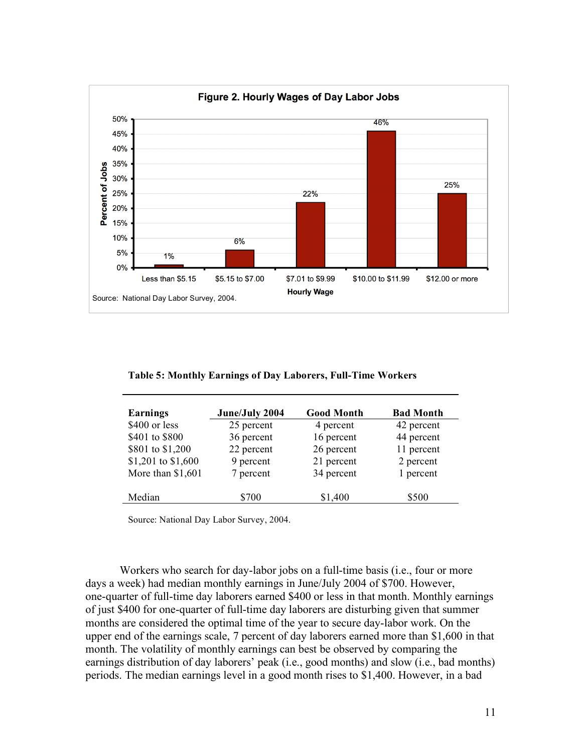**Figure 2. Hourly Wages of Day Labor Jobs**

| Hourly Wage | Percent of Jobs |
|---|---|
| Less than $5.15 | 1% |
| $5.15 to $7.00 | 6% |
| $7.01 to $9.99 | 22% |
| $10.00 to $11.99 | 46% |
| $12.00 or more | 25% |

Source: National Day Labor Survey, 2004.

**Table 5: Monthly Earnings of Day Laborers, Full-Time Workers**

| Earnings | June/July 2004 | Good Month | Bad Month |
|---|---|---|---|
| $400 or less | 25 percent | 4 percent | 42 percent |
| $401 to $800 | 36 percent | 16 percent | 44 percent |
| $801 to $1,200 | 22 percent | 26 percent | 11 percent |
| $1,201 to $1,600 | 9 percent | 21 percent | 2 percent |
| More than $1,601 | 7 percent | 34 percent | 1 percent |
| Median | $700 | $1,400 | $500 |

Source: National Day Labor Survey, 2004.

Workers who search for day-labor jobs on a full-time basis (i.e., four or more days a week) had median monthly earnings in June/July 2004 of $700. However, one-quarter of full-time day laborers earned $400 or less in that month. Monthly earnings of just $400 for one-quarter of full-time day laborers are disturbing given that summer months are considered the optimal time of the year to secure day-labor work. On the upper end of the earnings scale, 7 percent of day laborers earned more than $1,600 in that month. The volatility of monthly earnings can best be observed by comparing the earnings distribution of day laborers' peak (i.e., good months) and slow (i.e., bad months) periods. The median earnings level in a good month rises to $1,400. However, in a bad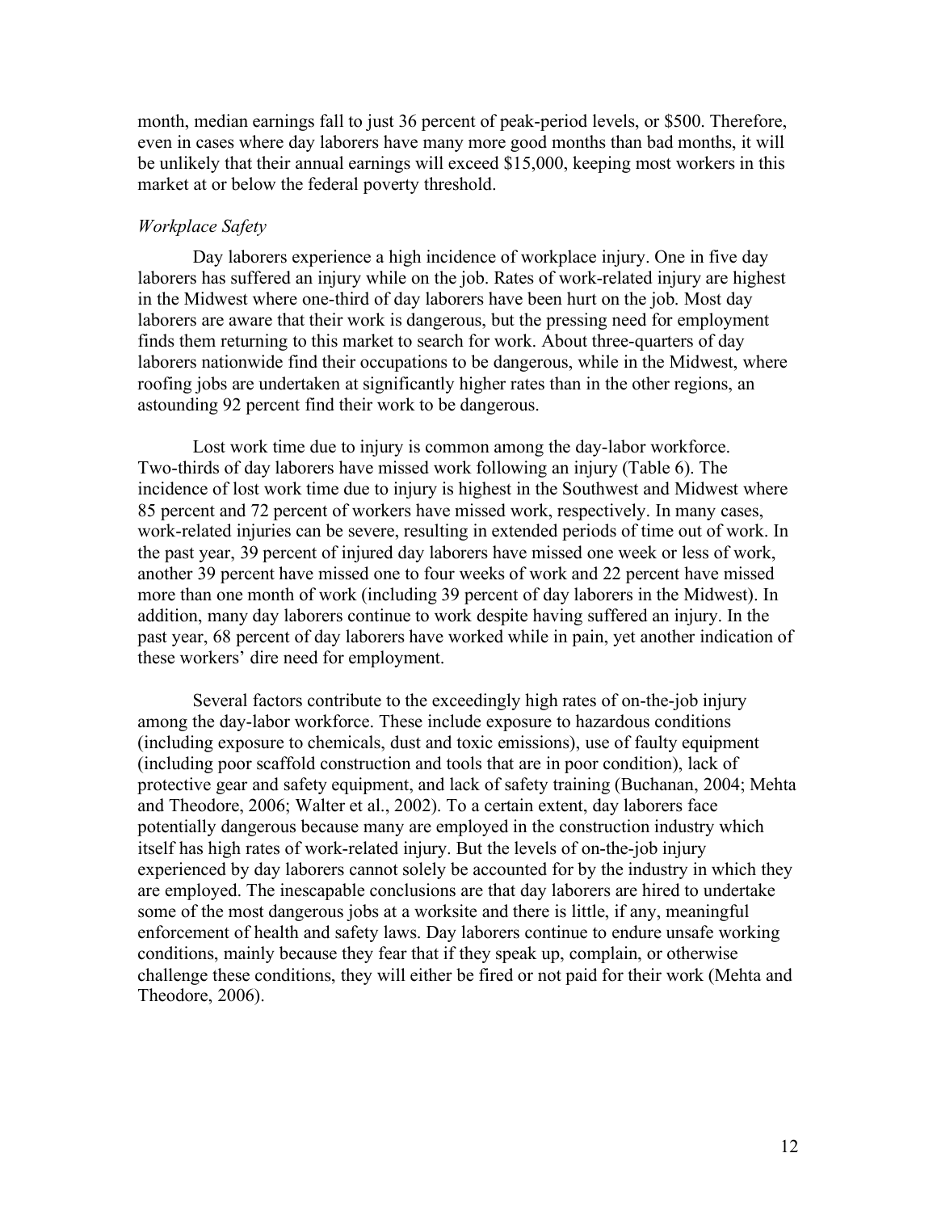month, median earnings fall to just 36 percent of peak-period levels, or $500. Therefore, even in cases where day laborers have many more good months than bad months, it will be unlikely that their annual earnings will exceed $15,000, keeping most workers in this market at or below the federal poverty threshold.

### *Workplace Safety*

Day laborers experience a high incidence of workplace injury. One in five day laborers has suffered an injury while on the job. Rates of work-related injury are highest in the Midwest where one-third of day laborers have been hurt on the job. Most day laborers are aware that their work is dangerous, but the pressing need for employment finds them returning to this market to search for work. About three-quarters of day laborers nationwide find their occupations to be dangerous, while in the Midwest, where roofing jobs are undertaken at significantly higher rates than in the other regions, an astounding 92 percent find their work to be dangerous.

Lost work time due to injury is common among the day-labor workforce. Two-thirds of day laborers have missed work following an injury (Table 6). The incidence of lost work time due to injury is highest in the Southwest and Midwest where 85 percent and 72 percent of workers have missed work, respectively. In many cases, work-related injuries can be severe, resulting in extended periods of time out of work. In the past year, 39 percent of injured day laborers have missed one week or less of work, another 39 percent have missed one to four weeks of work and 22 percent have missed more than one month of work (including 39 percent of day laborers in the Midwest). In addition, many day laborers continue to work despite having suffered an injury. In the past year, 68 percent of day laborers have worked while in pain, yet another indication of these workers' dire need for employment.

Several factors contribute to the exceedingly high rates of on-the-job injury among the day-labor workforce. These include exposure to hazardous conditions (including exposure to chemicals, dust and toxic emissions), use of faulty equipment (including poor scaffold construction and tools that are in poor condition), lack of protective gear and safety equipment, and lack of safety training (Buchanan, 2004; Mehta and Theodore, 2006; Walter et al., 2002). To a certain extent, day laborers face potentially dangerous because many are employed in the construction industry which itself has high rates of work-related injury. But the levels of on-the-job injury experienced by day laborers cannot solely be accounted for by the industry in which they are employed. The inescapable conclusions are that day laborers are hired to undertake some of the most dangerous jobs at a worksite and there is little, if any, meaningful enforcement of health and safety laws. Day laborers continue to endure unsafe working conditions, mainly because they fear that if they speak up, complain, or otherwise challenge these conditions, they will either be fired or not paid for their work (Mehta and Theodore, 2006).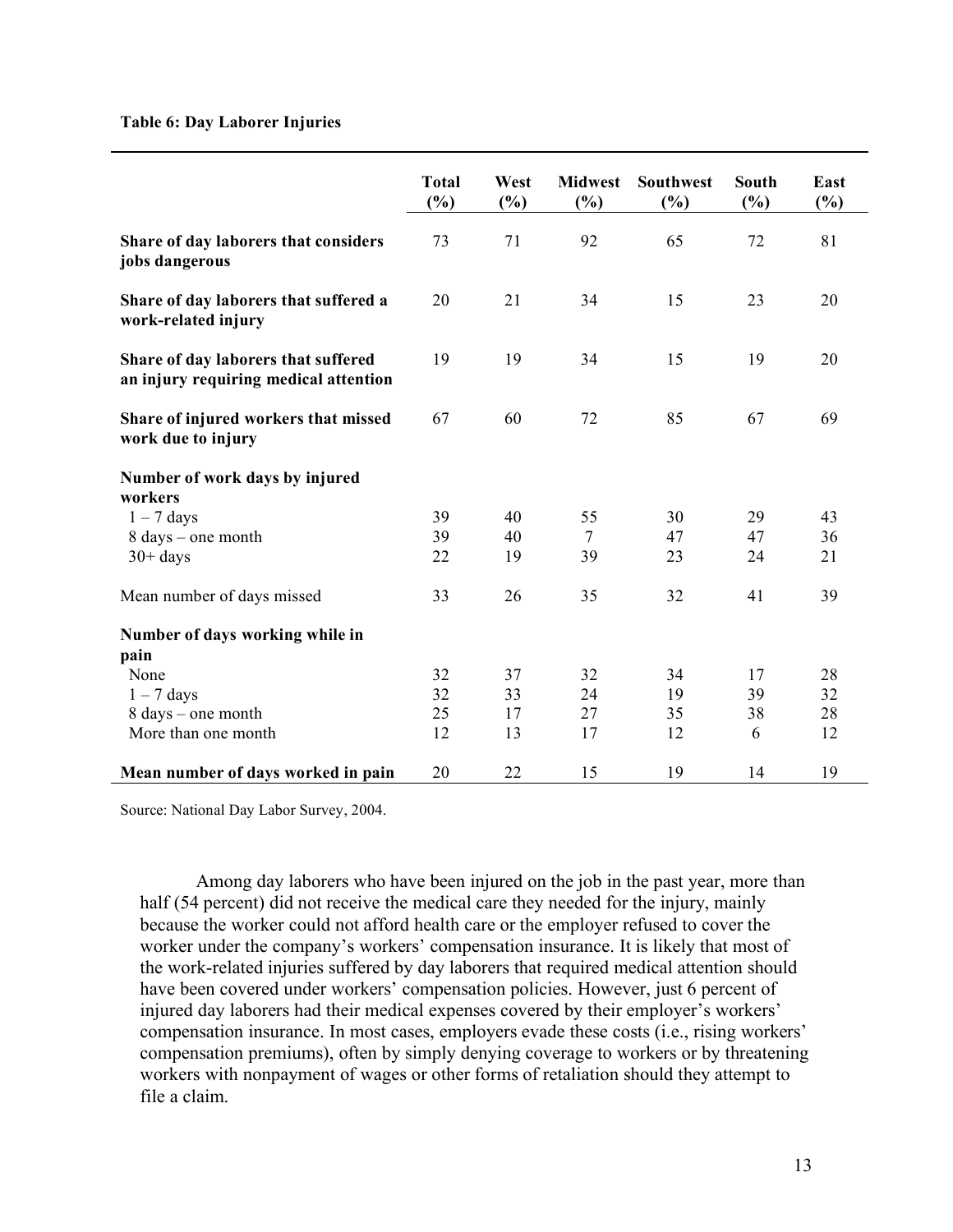**Table 6: Day Laborer Injuries**

| | Total (%) | West (%) | Midwest (%) | Southwest (%) | South (%) | East (%) |
|---|---|---|---|---|---|---|
| **Share of day laborers that considers jobs dangerous** | 73 | 71 | 92 | 65 | 72 | 81 |
| **Share of day laborers that suffered a work-related injury** | 20 | 21 | 34 | 15 | 23 | 20 |
| **Share of day laborers that suffered an injury requiring medical attention** | 19 | 19 | 34 | 15 | 19 | 20 |
| **Share of injured workers that missed work due to injury** | 67 | 60 | 72 | 85 | 67 | 69 |
| **Number of work days by injured workers** | | | | | | |
| 1 – 7 days | 39 | 40 | 55 | 30 | 29 | 43 |
| 8 days – one month | 39 | 40 | 7 | 47 | 47 | 36 |
| 30+ days | 22 | 19 | 39 | 23 | 24 | 21 |
| Mean number of days missed | 33 | 26 | 35 | 32 | 41 | 39 |
| **Number of days working while in pain** | | | | | | |
| None | 32 | 37 | 32 | 34 | 17 | 28 |
| 1 – 7 days | 32 | 33 | 24 | 19 | 39 | 32 |
| 8 days – one month | 25 | 17 | 27 | 35 | 38 | 28 |
| More than one month | 12 | 13 | 17 | 12 | 6 | 12 |
| **Mean number of days worked in pain** | 20 | 22 | 15 | 19 | 14 | 19 |

Source: National Day Labor Survey, 2004.

Among day laborers who have been injured on the job in the past year, more than half (54 percent) did not receive the medical care they needed for the injury, mainly because the worker could not afford health care or the employer refused to cover the worker under the company's workers' compensation insurance. It is likely that most of the work-related injuries suffered by day laborers that required medical attention should have been covered under workers' compensation policies. However, just 6 percent of injured day laborers had their medical expenses covered by their employer's workers' compensation insurance. In most cases, employers evade these costs (i.e., rising workers' compensation premiums), often by simply denying coverage to workers or by threatening workers with nonpayment of wages or other forms of retaliation should they attempt to file a claim.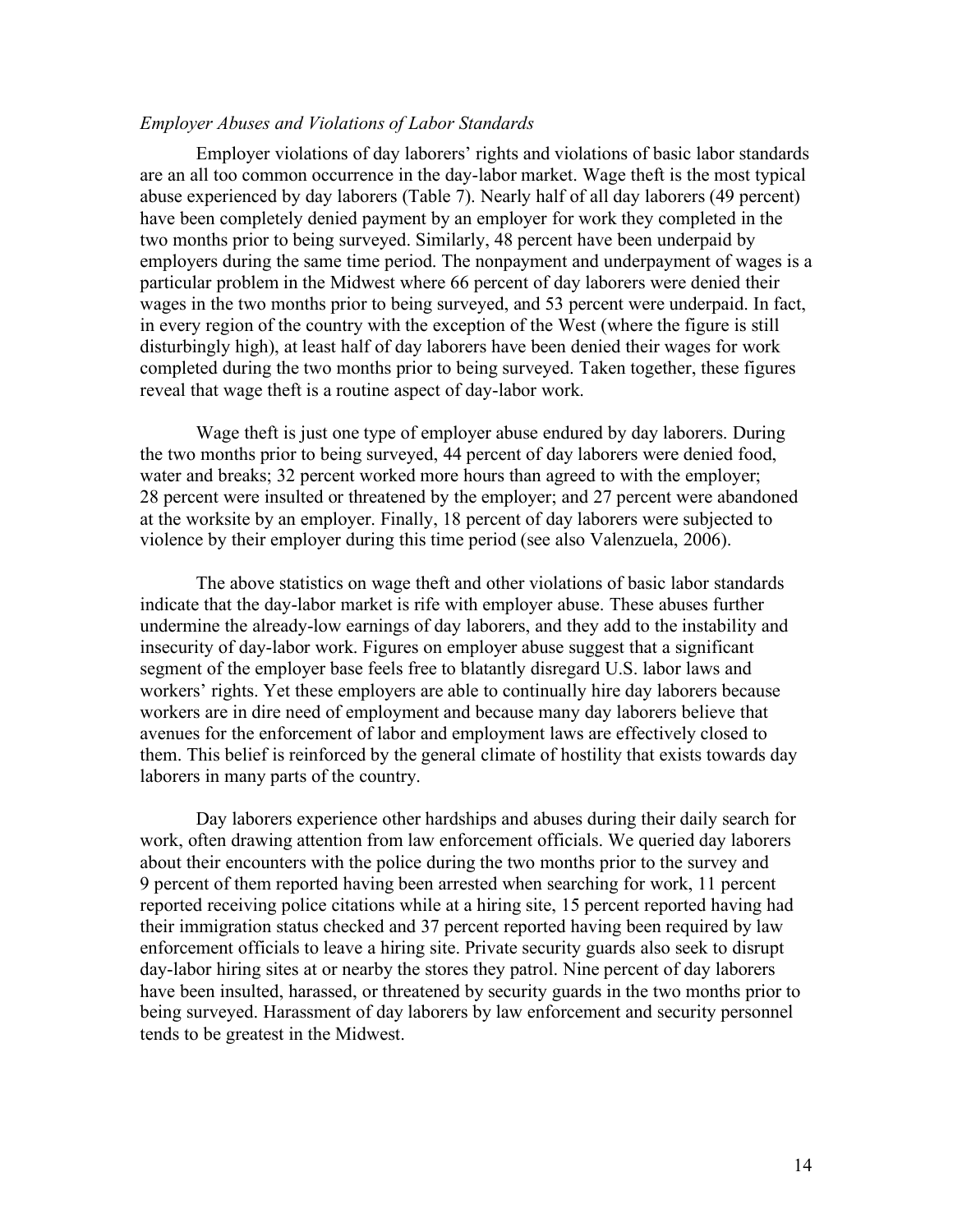*Employer Abuses and Violations of Labor Standards*

Employer violations of day laborers' rights and violations of basic labor standards are an all too common occurrence in the day-labor market. Wage theft is the most typical abuse experienced by day laborers (Table 7). Nearly half of all day laborers (49 percent) have been completely denied payment by an employer for work they completed in the two months prior to being surveyed. Similarly, 48 percent have been underpaid by employers during the same time period. The nonpayment and underpayment of wages is a particular problem in the Midwest where 66 percent of day laborers were denied their wages in the two months prior to being surveyed, and 53 percent were underpaid. In fact, in every region of the country with the exception of the West (where the figure is still disturbingly high), at least half of day laborers have been denied their wages for work completed during the two months prior to being surveyed. Taken together, these figures reveal that wage theft is a routine aspect of day-labor work.

Wage theft is just one type of employer abuse endured by day laborers. During the two months prior to being surveyed, 44 percent of day laborers were denied food, water and breaks; 32 percent worked more hours than agreed to with the employer; 28 percent were insulted or threatened by the employer; and 27 percent were abandoned at the worksite by an employer. Finally, 18 percent of day laborers were subjected to violence by their employer during this time period (see also Valenzuela, 2006).

The above statistics on wage theft and other violations of basic labor standards indicate that the day-labor market is rife with employer abuse. These abuses further undermine the already-low earnings of day laborers, and they add to the instability and insecurity of day-labor work. Figures on employer abuse suggest that a significant segment of the employer base feels free to blatantly disregard U.S. labor laws and workers' rights. Yet these employers are able to continually hire day laborers because workers are in dire need of employment and because many day laborers believe that avenues for the enforcement of labor and employment laws are effectively closed to them. This belief is reinforced by the general climate of hostility that exists towards day laborers in many parts of the country.

Day laborers experience other hardships and abuses during their daily search for work, often drawing attention from law enforcement officials. We queried day laborers about their encounters with the police during the two months prior to the survey and 9 percent of them reported having been arrested when searching for work, 11 percent reported receiving police citations while at a hiring site, 15 percent reported having had their immigration status checked and 37 percent reported having been required by law enforcement officials to leave a hiring site. Private security guards also seek to disrupt day-labor hiring sites at or nearby the stores they patrol. Nine percent of day laborers have been insulted, harassed, or threatened by security guards in the two months prior to being surveyed. Harassment of day laborers by law enforcement and security personnel tends to be greatest in the Midwest.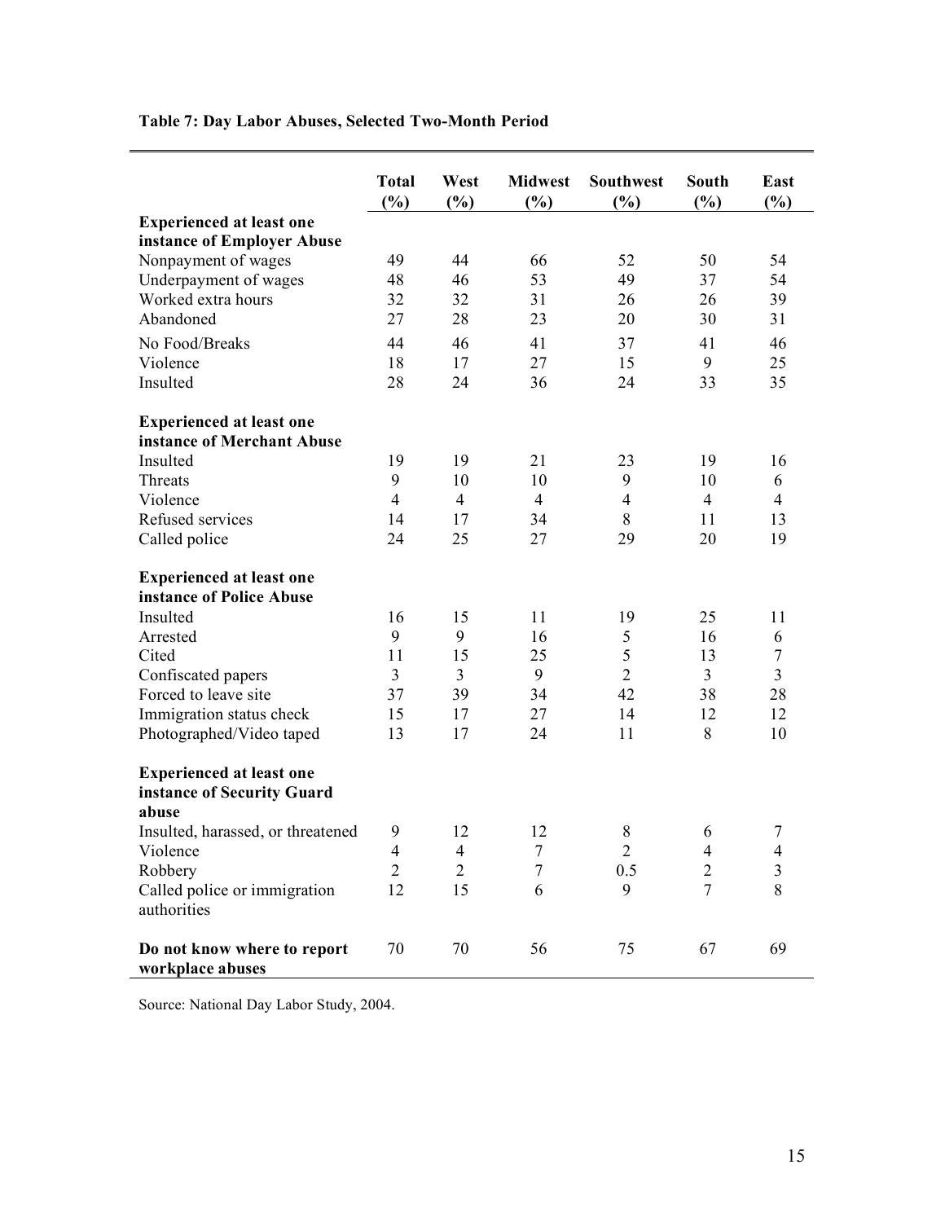**Table 7: Day Labor Abuses, Selected Two-Month Period**

| | Total (%) | West (%) | Midwest (%) | Southwest (%) | South (%) | East (%) |
|---|---|---|---|---|---|---|
| **Experienced at least one instance of Employer Abuse** | | | | | | |
| Nonpayment of wages | 49 | 44 | 66 | 52 | 50 | 54 |
| Underpayment of wages | 48 | 46 | 53 | 49 | 37 | 54 |
| Worked extra hours | 32 | 32 | 31 | 26 | 26 | 39 |
| Abandoned | 27 | 28 | 23 | 20 | 30 | 31 |
| No Food/Breaks | 44 | 46 | 41 | 37 | 41 | 46 |
| Violence | 18 | 17 | 27 | 15 | 9 | 25 |
| Insulted | 28 | 24 | 36 | 24 | 33 | 35 |
| **Experienced at least one instance of Merchant Abuse** | | | | | | |
| Insulted | 19 | 19 | 21 | 23 | 19 | 16 |
| Threats | 9 | 10 | 10 | 9 | 10 | 6 |
| Violence | 4 | 4 | 4 | 4 | 4 | 4 |
| Refused services | 14 | 17 | 34 | 8 | 11 | 13 |
| Called police | 24 | 25 | 27 | 29 | 20 | 19 |
| **Experienced at least one instance of Police Abuse** | | | | | | |
| Insulted | 16 | 15 | 11 | 19 | 25 | 11 |
| Arrested | 9 | 9 | 16 | 5 | 16 | 6 |
| Cited | 11 | 15 | 25 | 5 | 13 | 7 |
| Confiscated papers | 3 | 3 | 9 | 2 | 3 | 3 |
| Forced to leave site | 37 | 39 | 34 | 42 | 38 | 28 |
| Immigration status check | 15 | 17 | 27 | 14 | 12 | 12 |
| Photographed/Video taped | 13 | 17 | 24 | 11 | 8 | 10 |
| **Experienced at least one instance of Security Guard abuse** | | | | | | |
| Insulted, harassed, or threatened | 9 | 12 | 12 | 8 | 6 | 7 |
| Violence | 4 | 4 | 7 | 2 | 4 | 4 |
| Robbery | 2 | 2 | 7 | 0.5 | 2 | 3 |
| Called police or immigration authorities | 12 | 15 | 6 | 9 | 7 | 8 |
| **Do not know where to report workplace abuses** | 70 | 70 | 56 | 75 | 67 | 69 |

Source: National Day Labor Study, 2004.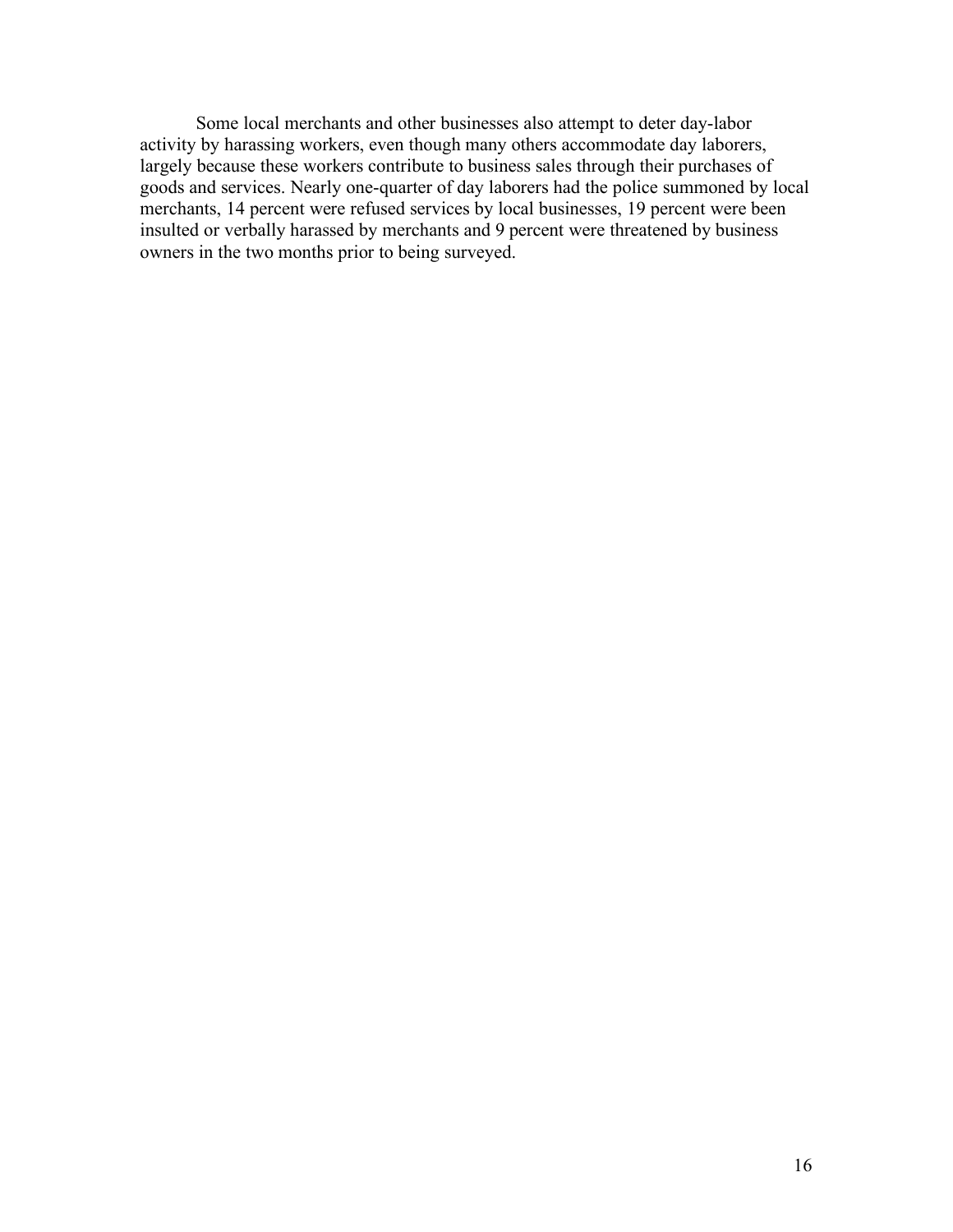Some local merchants and other businesses also attempt to deter day-labor activity by harassing workers, even though many others accommodate day laborers, largely because these workers contribute to business sales through their purchases of goods and services. Nearly one-quarter of day laborers had the police summoned by local merchants, 14 percent were refused services by local businesses, 19 percent were been insulted or verbally harassed by merchants and 9 percent were threatened by business owners in the two months prior to being surveyed.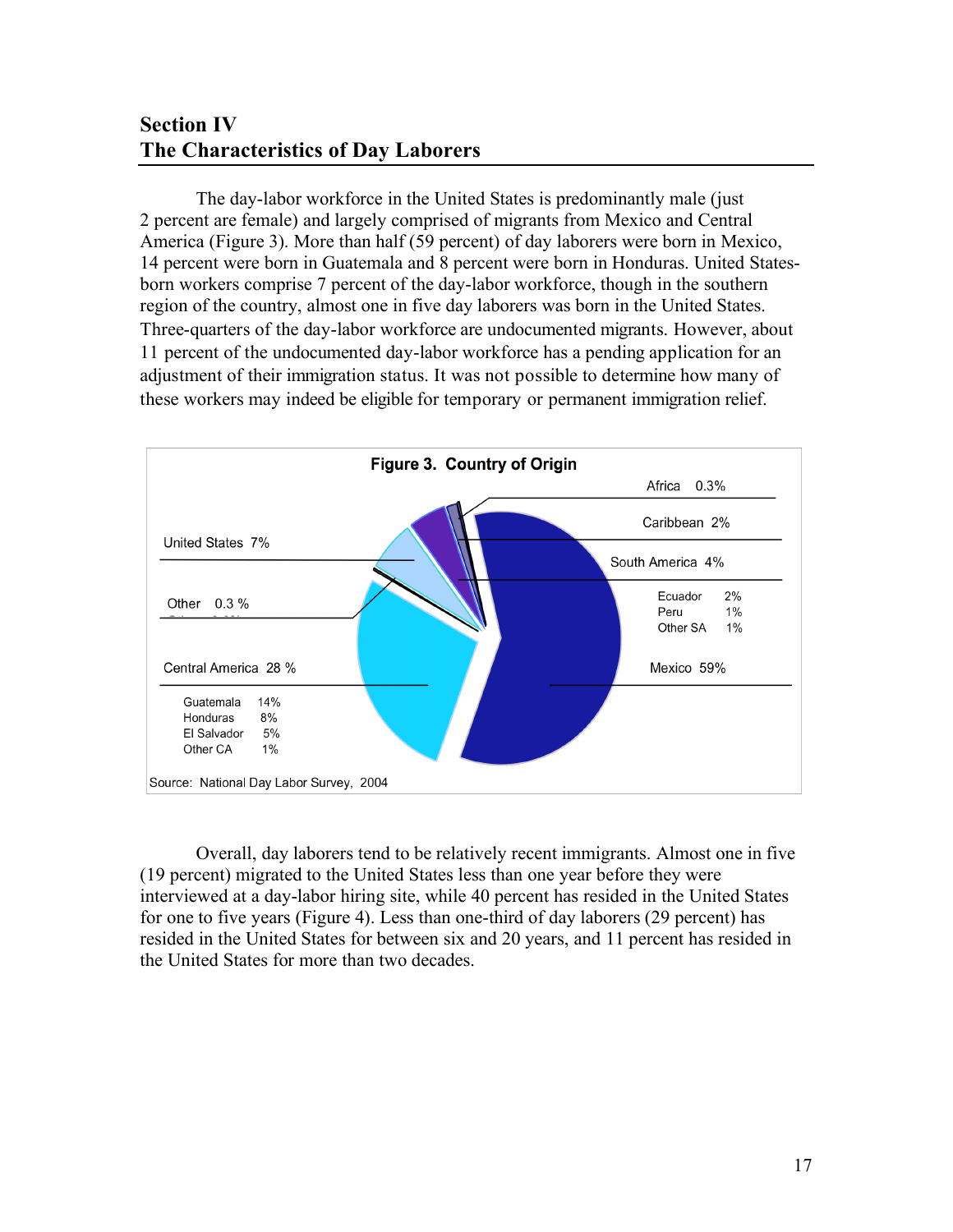## Section IV
## The Characteristics of Day Laborers

The day-labor workforce in the United States is predominantly male (just 2 percent are female) and largely comprised of migrants from Mexico and Central America (Figure 3). More than half (59 percent) of day laborers were born in Mexico, 14 percent were born in Guatemala and 8 percent were born in Honduras. United States-born workers comprise 7 percent of the day-labor workforce, though in the southern region of the country, almost one in five day laborers was born in the United States. Three-quarters of the day-labor workforce are undocumented migrants. However, about 11 percent of the undocumented day-labor workforce has a pending application for an adjustment of their immigration status. It was not possible to determine how many of these workers may indeed be eligible for temporary or permanent immigration relief.

**Figure 3. Country of Origin**

| Country of Origin | Percent |
|---|---|
| Mexico | 59% |
| Central America | 28 % |
| Guatemala | 14% |
| Honduras | 8% |
| El Salvador | 5% |
| Other CA | 1% |
| United States | 7% |
| South America | 4% |
| Ecuador | 2% |
| Peru | 1% |
| Other SA | 1% |
| Caribbean | 2% |
| Africa | 0.3% |
| Other | 0.3 % |

Source: National Day Labor Survey, 2004

Overall, day laborers tend to be relatively recent immigrants. Almost one in five (19 percent) migrated to the United States less than one year before they were interviewed at a day-labor hiring site, while 40 percent has resided in the United States for one to five years (Figure 4). Less than one-third of day laborers (29 percent) has resided in the United States for between six and 20 years, and 11 percent has resided in the United States for more than two decades.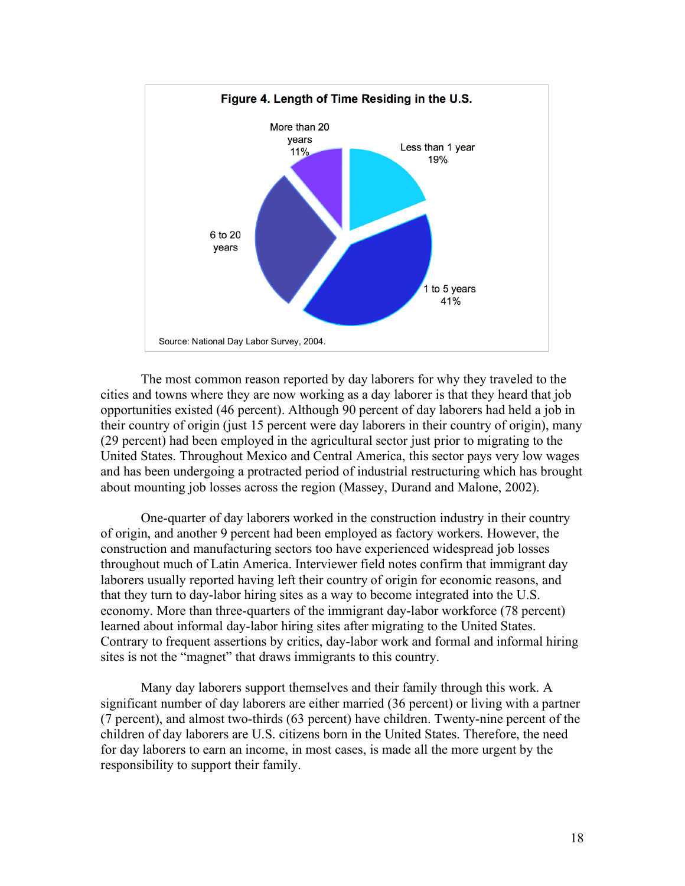**Figure 4. Length of Time Residing in the U.S.**

More than 20 years 11%

Less than 1 year 19%

6 to 20 years

1 to 5 years 41%

Source: National Day Labor Survey, 2004.

The most common reason reported by day laborers for why they traveled to the cities and towns where they are now working as a day laborer is that they heard that job opportunities existed (46 percent). Although 90 percent of day laborers had held a job in their country of origin (just 15 percent were day laborers in their country of origin), many (29 percent) had been employed in the agricultural sector just prior to migrating to the United States. Throughout Mexico and Central America, this sector pays very low wages and has been undergoing a protracted period of industrial restructuring which has brought about mounting job losses across the region (Massey, Durand and Malone, 2002).

One-quarter of day laborers worked in the construction industry in their country of origin, and another 9 percent had been employed as factory workers. However, the construction and manufacturing sectors too have experienced widespread job losses throughout much of Latin America. Interviewer field notes confirm that immigrant day laborers usually reported having left their country of origin for economic reasons, and that they turn to day-labor hiring sites as a way to become integrated into the U.S. economy. More than three-quarters of the immigrant day-labor workforce (78 percent) learned about informal day-labor hiring sites after migrating to the United States. Contrary to frequent assertions by critics, day-labor work and formal and informal hiring sites is not the "magnet" that draws immigrants to this country.

Many day laborers support themselves and their family through this work. A significant number of day laborers are either married (36 percent) or living with a partner (7 percent), and almost two-thirds (63 percent) have children. Twenty-nine percent of the children of day laborers are U.S. citizens born in the United States. Therefore, the need for day laborers to earn an income, in most cases, is made all the more urgent by the responsibility to support their family.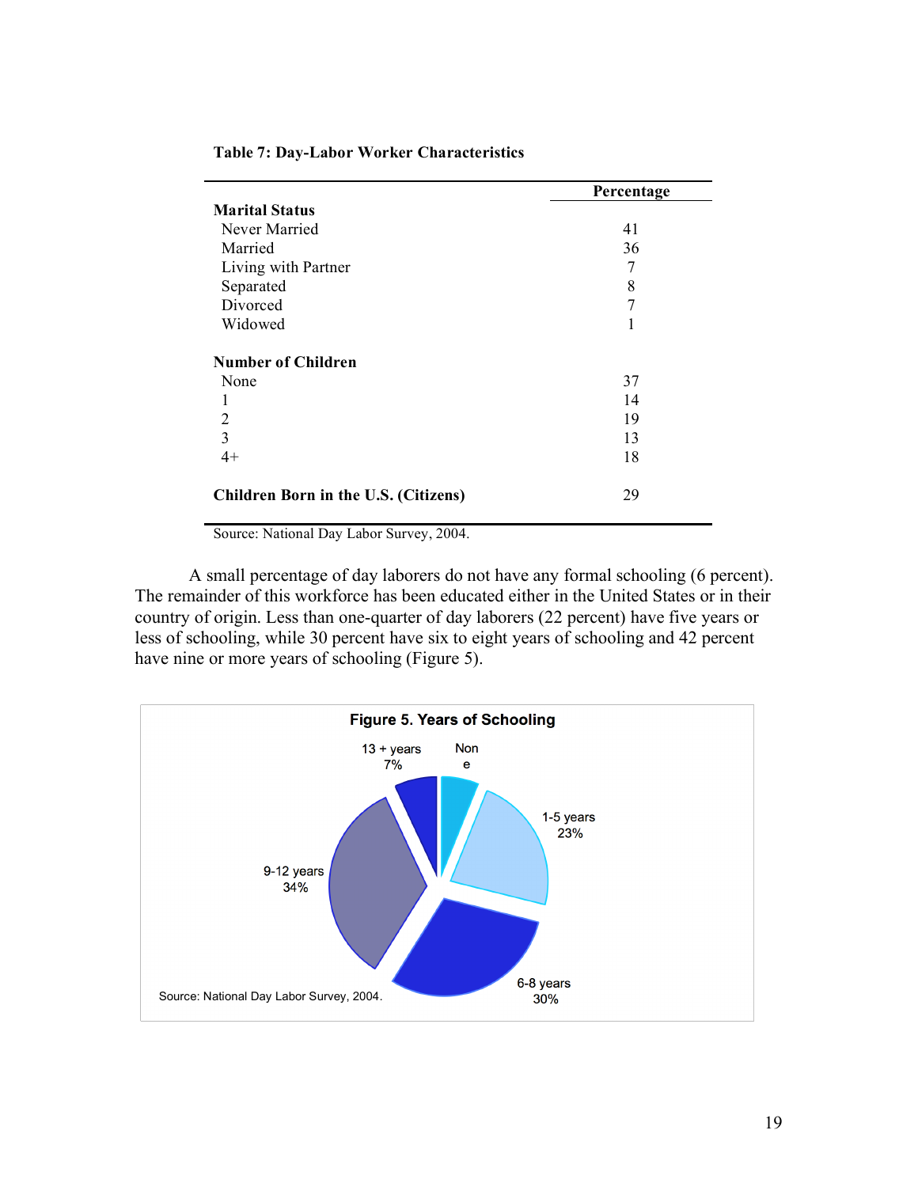**Table 7: Day-Labor Worker Characteristics**

| | Percentage |
|---|---|
| **Marital Status** | |
| Never Married | 41 |
| Married | 36 |
| Living with Partner | 7 |
| Separated | 8 |
| Divorced | 7 |
| Widowed | 1 |
| **Number of Children** | |
| None | 37 |
| 1 | 14 |
| 2 | 19 |
| 3 | 13 |
| 4+ | 18 |
| **Children Born in the U.S. (Citizens)** | 29 |

Source: National Day Labor Survey, 2004.

A small percentage of day laborers do not have any formal schooling (6 percent). The remainder of this workforce has been educated either in the United States or in their country of origin. Less than one-quarter of day laborers (22 percent) have five years or less of schooling, while 30 percent have six to eight years of schooling and 42 percent have nine or more years of schooling (Figure 5).

**Figure 5. Years of Schooling**

| Years of Schooling | Percentage |
|---|---|
| None | |
| 1-5 years | 23% |
| 6-8 years | 30% |
| 9-12 years | 34% |
| 13 + years | 7% |

Source: National Day Labor Survey, 2004.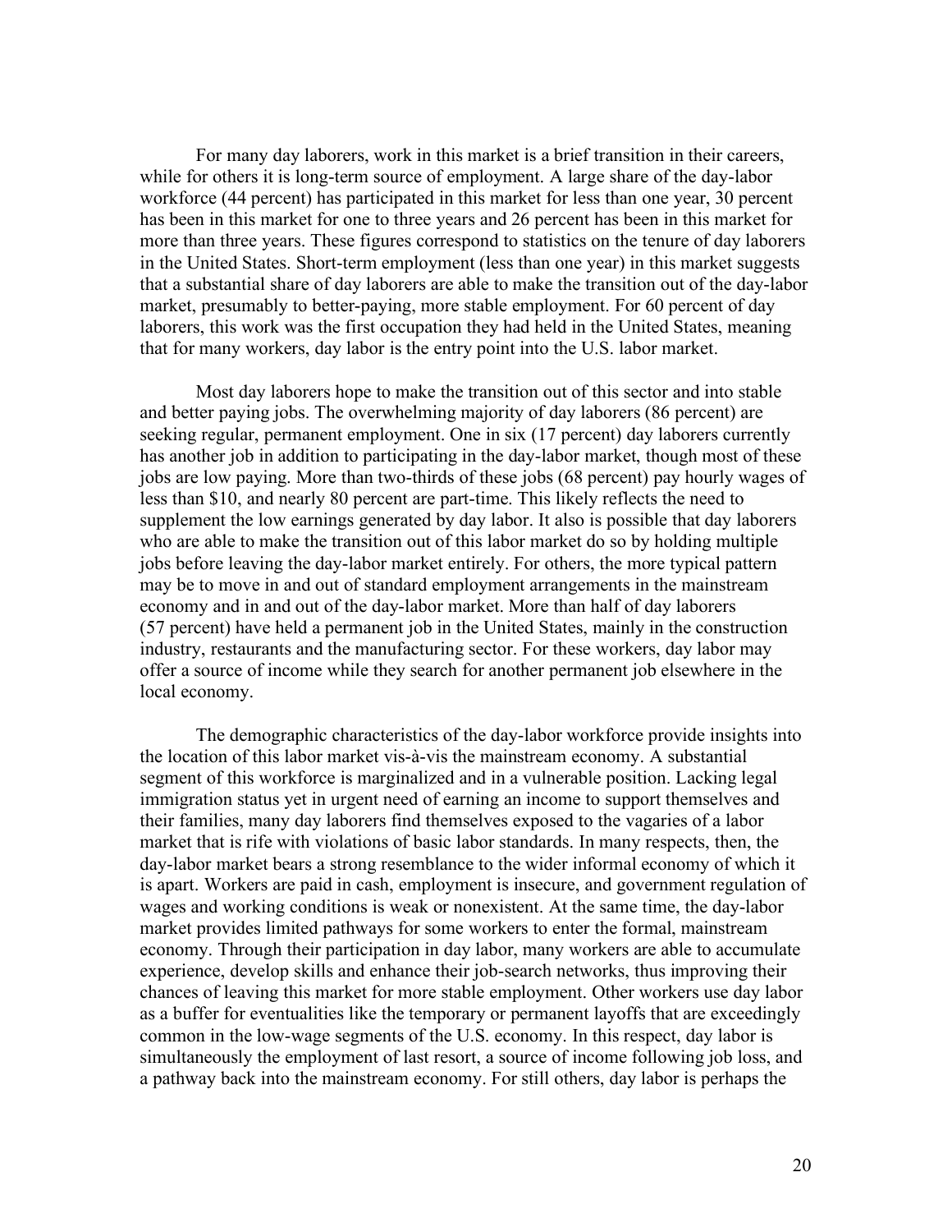For many day laborers, work in this market is a brief transition in their careers, while for others it is long-term source of employment. A large share of the day-labor workforce (44 percent) has participated in this market for less than one year, 30 percent has been in this market for one to three years and 26 percent has been in this market for more than three years. These figures correspond to statistics on the tenure of day laborers in the United States. Short-term employment (less than one year) in this market suggests that a substantial share of day laborers are able to make the transition out of the day-labor market, presumably to better-paying, more stable employment. For 60 percent of day laborers, this work was the first occupation they had held in the United States, meaning that for many workers, day labor is the entry point into the U.S. labor market.

Most day laborers hope to make the transition out of this sector and into stable and better paying jobs. The overwhelming majority of day laborers (86 percent) are seeking regular, permanent employment. One in six (17 percent) day laborers currently has another job in addition to participating in the day-labor market, though most of these jobs are low paying. More than two-thirds of these jobs (68 percent) pay hourly wages of less than $10, and nearly 80 percent are part-time. This likely reflects the need to supplement the low earnings generated by day labor. It also is possible that day laborers who are able to make the transition out of this labor market do so by holding multiple jobs before leaving the day-labor market entirely. For others, the more typical pattern may be to move in and out of standard employment arrangements in the mainstream economy and in and out of the day-labor market. More than half of day laborers (57 percent) have held a permanent job in the United States, mainly in the construction industry, restaurants and the manufacturing sector. For these workers, day labor may offer a source of income while they search for another permanent job elsewhere in the local economy.

The demographic characteristics of the day-labor workforce provide insights into the location of this labor market vis-à-vis the mainstream economy. A substantial segment of this workforce is marginalized and in a vulnerable position. Lacking legal immigration status yet in urgent need of earning an income to support themselves and their families, many day laborers find themselves exposed to the vagaries of a labor market that is rife with violations of basic labor standards. In many respects, then, the day-labor market bears a strong resemblance to the wider informal economy of which it is apart. Workers are paid in cash, employment is insecure, and government regulation of wages and working conditions is weak or nonexistent. At the same time, the day-labor market provides limited pathways for some workers to enter the formal, mainstream economy. Through their participation in day labor, many workers are able to accumulate experience, develop skills and enhance their job-search networks, thus improving their chances of leaving this market for more stable employment. Other workers use day labor as a buffer for eventualities like the temporary or permanent layoffs that are exceedingly common in the low-wage segments of the U.S. economy. In this respect, day labor is simultaneously the employment of last resort, a source of income following job loss, and a pathway back into the mainstream economy. For still others, day labor is perhaps the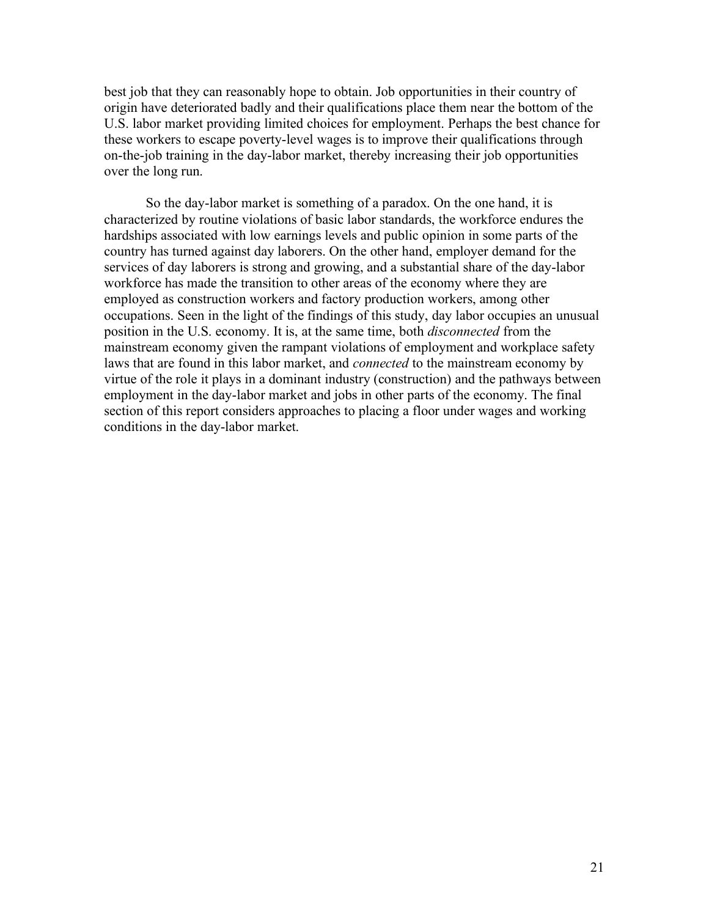best job that they can reasonably hope to obtain. Job opportunities in their country of origin have deteriorated badly and their qualifications place them near the bottom of the U.S. labor market providing limited choices for employment. Perhaps the best chance for these workers to escape poverty-level wages is to improve their qualifications through on-the-job training in the day-labor market, thereby increasing their job opportunities over the long run.

So the day-labor market is something of a paradox. On the one hand, it is characterized by routine violations of basic labor standards, the workforce endures the hardships associated with low earnings levels and public opinion in some parts of the country has turned against day laborers. On the other hand, employer demand for the services of day laborers is strong and growing, and a substantial share of the day-labor workforce has made the transition to other areas of the economy where they are employed as construction workers and factory production workers, among other occupations. Seen in the light of the findings of this study, day labor occupies an unusual position in the U.S. economy. It is, at the same time, both *disconnected* from the mainstream economy given the rampant violations of employment and workplace safety laws that are found in this labor market, and *connected* to the mainstream economy by virtue of the role it plays in a dominant industry (construction) and the pathways between employment in the day-labor market and jobs in other parts of the economy. The final section of this report considers approaches to placing a floor under wages and working conditions in the day-labor market.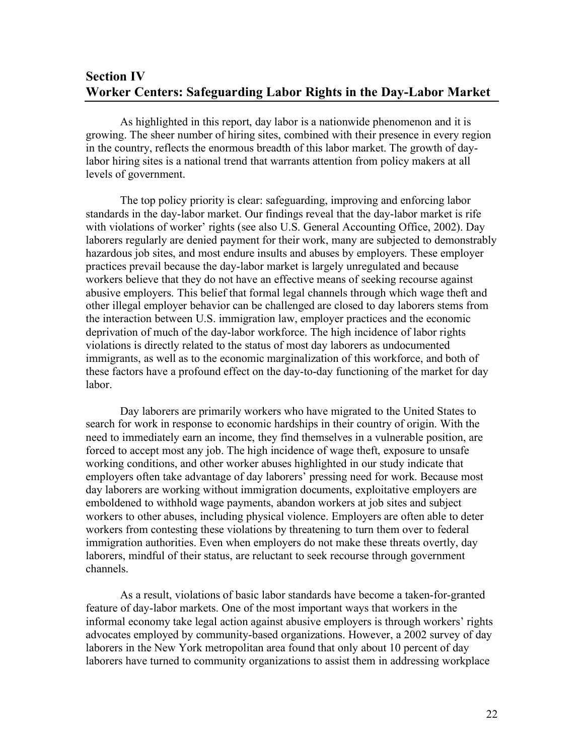## Section IV
## Worker Centers: Safeguarding Labor Rights in the Day-Labor Market

As highlighted in this report, day labor is a nationwide phenomenon and it is growing. The sheer number of hiring sites, combined with their presence in every region in the country, reflects the enormous breadth of this labor market. The growth of day-labor hiring sites is a national trend that warrants attention from policy makers at all levels of government.

The top policy priority is clear: safeguarding, improving and enforcing labor standards in the day-labor market. Our findings reveal that the day-labor market is rife with violations of worker' rights (see also U.S. General Accounting Office, 2002). Day laborers regularly are denied payment for their work, many are subjected to demonstrably hazardous job sites, and most endure insults and abuses by employers. These employer practices prevail because the day-labor market is largely unregulated and because workers believe that they do not have an effective means of seeking recourse against abusive employers. This belief that formal legal channels through which wage theft and other illegal employer behavior can be challenged are closed to day laborers stems from the interaction between U.S. immigration law, employer practices and the economic deprivation of much of the day-labor workforce. The high incidence of labor rights violations is directly related to the status of most day laborers as undocumented immigrants, as well as to the economic marginalization of this workforce, and both of these factors have a profound effect on the day-to-day functioning of the market for day labor.

Day laborers are primarily workers who have migrated to the United States to search for work in response to economic hardships in their country of origin. With the need to immediately earn an income, they find themselves in a vulnerable position, are forced to accept most any job. The high incidence of wage theft, exposure to unsafe working conditions, and other worker abuses highlighted in our study indicate that employers often take advantage of day laborers' pressing need for work. Because most day laborers are working without immigration documents, exploitative employers are emboldened to withhold wage payments, abandon workers at job sites and subject workers to other abuses, including physical violence. Employers are often able to deter workers from contesting these violations by threatening to turn them over to federal immigration authorities. Even when employers do not make these threats overtly, day laborers, mindful of their status, are reluctant to seek recourse through government channels.

As a result, violations of basic labor standards have become a taken-for-granted feature of day-labor markets. One of the most important ways that workers in the informal economy take legal action against abusive employers is through workers' rights advocates employed by community-based organizations. However, a 2002 survey of day laborers in the New York metropolitan area found that only about 10 percent of day laborers have turned to community organizations to assist them in addressing workplace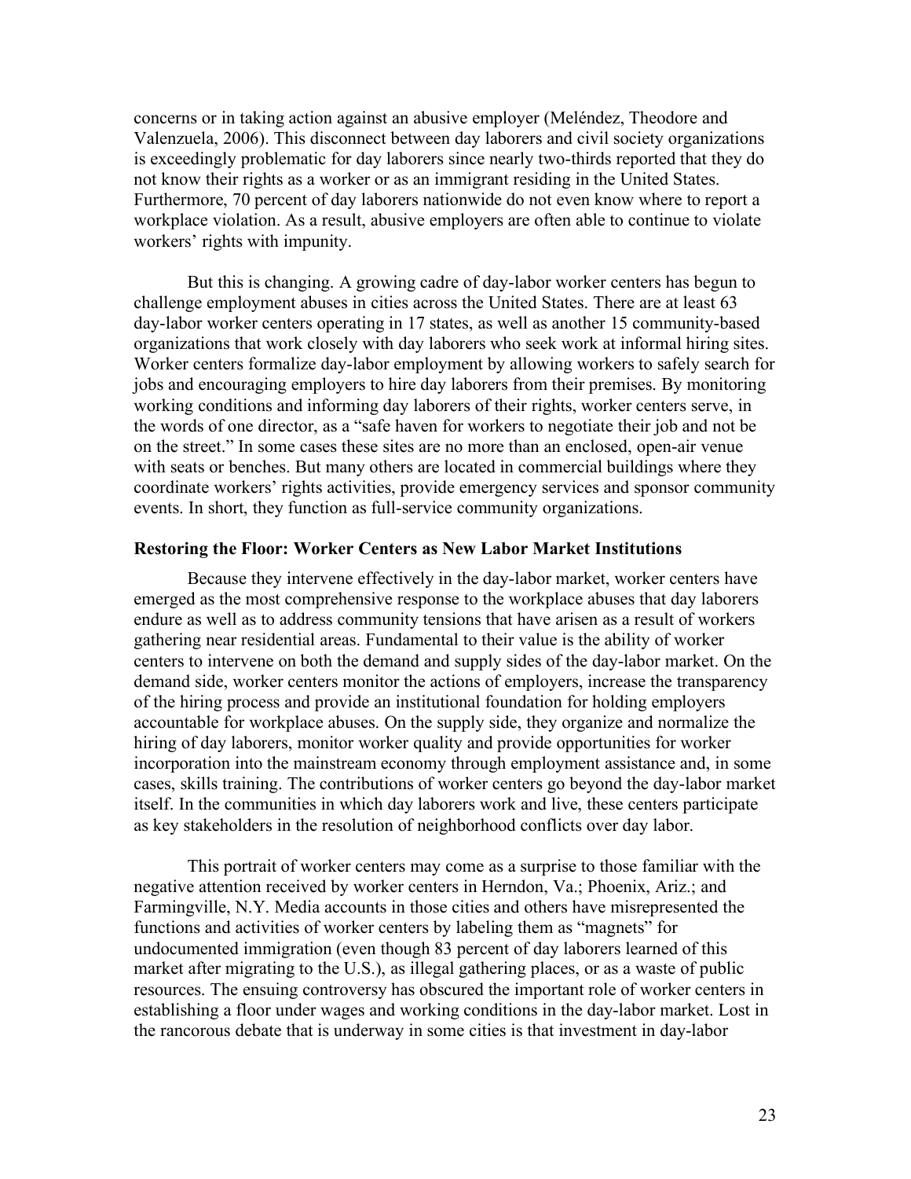concerns or in taking action against an abusive employer (Meléndez, Theodore and Valenzuela, 2006). This disconnect between day laborers and civil society organizations is exceedingly problematic for day laborers since nearly two-thirds reported that they do not know their rights as a worker or as an immigrant residing in the United States. Furthermore, 70 percent of day laborers nationwide do not even know where to report a workplace violation. As a result, abusive employers are often able to continue to violate workers' rights with impunity.

But this is changing. A growing cadre of day-labor worker centers has begun to challenge employment abuses in cities across the United States. There are at least 63 day-labor worker centers operating in 17 states, as well as another 15 community-based organizations that work closely with day laborers who seek work at informal hiring sites. Worker centers formalize day-labor employment by allowing workers to safely search for jobs and encouraging employers to hire day laborers from their premises. By monitoring working conditions and informing day laborers of their rights, worker centers serve, in the words of one director, as a "safe haven for workers to negotiate their job and not be on the street." In some cases these sites are no more than an enclosed, open-air venue with seats or benches. But many others are located in commercial buildings where they coordinate workers' rights activities, provide emergency services and sponsor community events. In short, they function as full-service community organizations.

**Restoring the Floor: Worker Centers as New Labor Market Institutions**

Because they intervene effectively in the day-labor market, worker centers have emerged as the most comprehensive response to the workplace abuses that day laborers endure as well as to address community tensions that have arisen as a result of workers gathering near residential areas. Fundamental to their value is the ability of worker centers to intervene on both the demand and supply sides of the day-labor market. On the demand side, worker centers monitor the actions of employers, increase the transparency of the hiring process and provide an institutional foundation for holding employers accountable for workplace abuses. On the supply side, they organize and normalize the hiring of day laborers, monitor worker quality and provide opportunities for worker incorporation into the mainstream economy through employment assistance and, in some cases, skills training. The contributions of worker centers go beyond the day-labor market itself. In the communities in which day laborers work and live, these centers participate as key stakeholders in the resolution of neighborhood conflicts over day labor.

This portrait of worker centers may come as a surprise to those familiar with the negative attention received by worker centers in Herndon, Va.; Phoenix, Ariz.; and Farmingville, N.Y. Media accounts in those cities and others have misrepresented the functions and activities of worker centers by labeling them as "magnets" for undocumented immigration (even though 83 percent of day laborers learned of this market after migrating to the U.S.), as illegal gathering places, or as a waste of public resources. The ensuing controversy has obscured the important role of worker centers in establishing a floor under wages and working conditions in the day-labor market. Lost in the rancorous debate that is underway in some cities is that investment in day-labor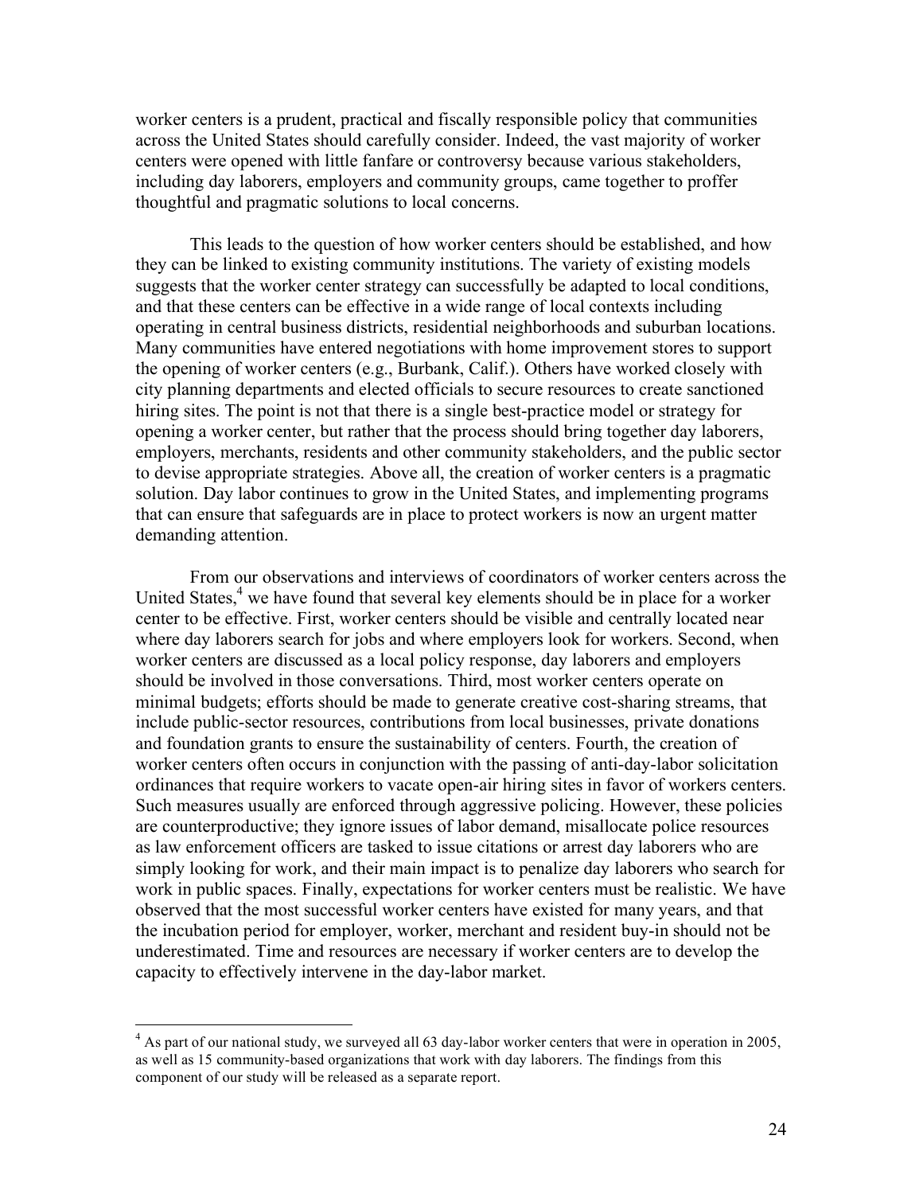worker centers is a prudent, practical and fiscally responsible policy that communities across the United States should carefully consider. Indeed, the vast majority of worker centers were opened with little fanfare or controversy because various stakeholders, including day laborers, employers and community groups, came together to proffer thoughtful and pragmatic solutions to local concerns.

This leads to the question of how worker centers should be established, and how they can be linked to existing community institutions. The variety of existing models suggests that the worker center strategy can successfully be adapted to local conditions, and that these centers can be effective in a wide range of local contexts including operating in central business districts, residential neighborhoods and suburban locations. Many communities have entered negotiations with home improvement stores to support the opening of worker centers (e.g., Burbank, Calif.). Others have worked closely with city planning departments and elected officials to secure resources to create sanctioned hiring sites. The point is not that there is a single best-practice model or strategy for opening a worker center, but rather that the process should bring together day laborers, employers, merchants, residents and other community stakeholders, and the public sector to devise appropriate strategies. Above all, the creation of worker centers is a pragmatic solution. Day labor continues to grow in the United States, and implementing programs that can ensure that safeguards are in place to protect workers is now an urgent matter demanding attention.

From our observations and interviews of coordinators of worker centers across the United States,[4] we have found that several key elements should be in place for a worker center to be effective. First, worker centers should be visible and centrally located near where day laborers search for jobs and where employers look for workers. Second, when worker centers are discussed as a local policy response, day laborers and employers should be involved in those conversations. Third, most worker centers operate on minimal budgets; efforts should be made to generate creative cost-sharing streams, that include public-sector resources, contributions from local businesses, private donations and foundation grants to ensure the sustainability of centers. Fourth, the creation of worker centers often occurs in conjunction with the passing of anti-day-labor solicitation ordinances that require workers to vacate open-air hiring sites in favor of workers centers. Such measures usually are enforced through aggressive policing. However, these policies are counterproductive; they ignore issues of labor demand, misallocate police resources as law enforcement officers are tasked to issue citations or arrest day laborers who are simply looking for work, and their main impact is to penalize day laborers who search for work in public spaces. Finally, expectations for worker centers must be realistic. We have observed that the most successful worker centers have existed for many years, and that the incubation period for employer, worker, merchant and resident buy-in should not be underestimated. Time and resources are necessary if worker centers are to develop the capacity to effectively intervene in the day-labor market.

[4] As part of our national study, we surveyed all 63 day-labor worker centers that were in operation in 2005, as well as 15 community-based organizations that work with day laborers. The findings from this component of our study will be released as a separate report.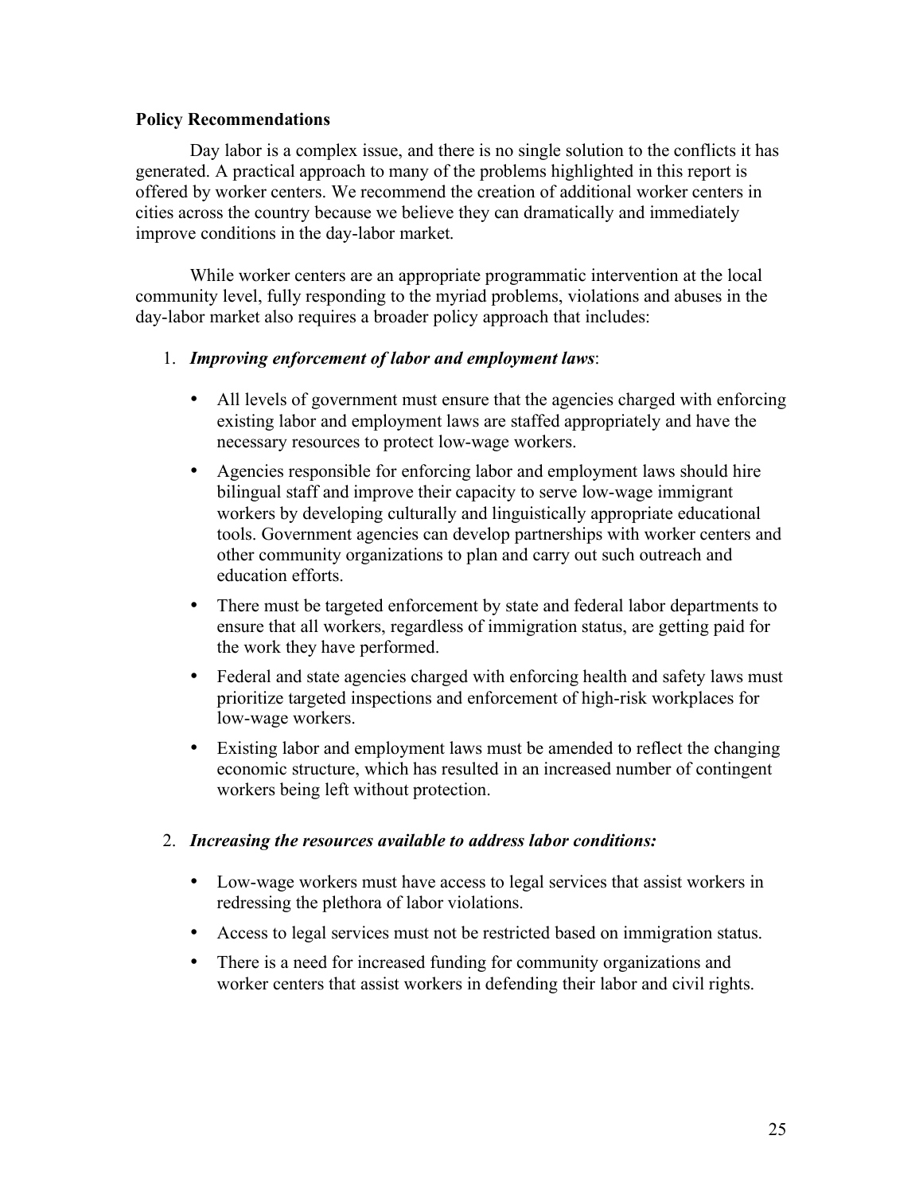**Policy Recommendations**

Day labor is a complex issue, and there is no single solution to the conflicts it has generated. A practical approach to many of the problems highlighted in this report is offered by worker centers. We recommend the creation of additional worker centers in cities across the country because we believe they can dramatically and immediately improve conditions in the day-labor market.

While worker centers are an appropriate programmatic intervention at the local community level, fully responding to the myriad problems, violations and abuses in the day-labor market also requires a broader policy approach that includes:

1. ***Improving enforcement of labor and employment laws***:

   - All levels of government must ensure that the agencies charged with enforcing existing labor and employment laws are staffed appropriately and have the necessary resources to protect low-wage workers.
   - Agencies responsible for enforcing labor and employment laws should hire bilingual staff and improve their capacity to serve low-wage immigrant workers by developing culturally and linguistically appropriate educational tools. Government agencies can develop partnerships with worker centers and other community organizations to plan and carry out such outreach and education efforts.
   - There must be targeted enforcement by state and federal labor departments to ensure that all workers, regardless of immigration status, are getting paid for the work they have performed.
   - Federal and state agencies charged with enforcing health and safety laws must prioritize targeted inspections and enforcement of high-risk workplaces for low-wage workers.
   - Existing labor and employment laws must be amended to reflect the changing economic structure, which has resulted in an increased number of contingent workers being left without protection.

2. ***Increasing the resources available to address labor conditions:***

   - Low-wage workers must have access to legal services that assist workers in redressing the plethora of labor violations.
   - Access to legal services must not be restricted based on immigration status.
   - There is a need for increased funding for community organizations and worker centers that assist workers in defending their labor and civil rights.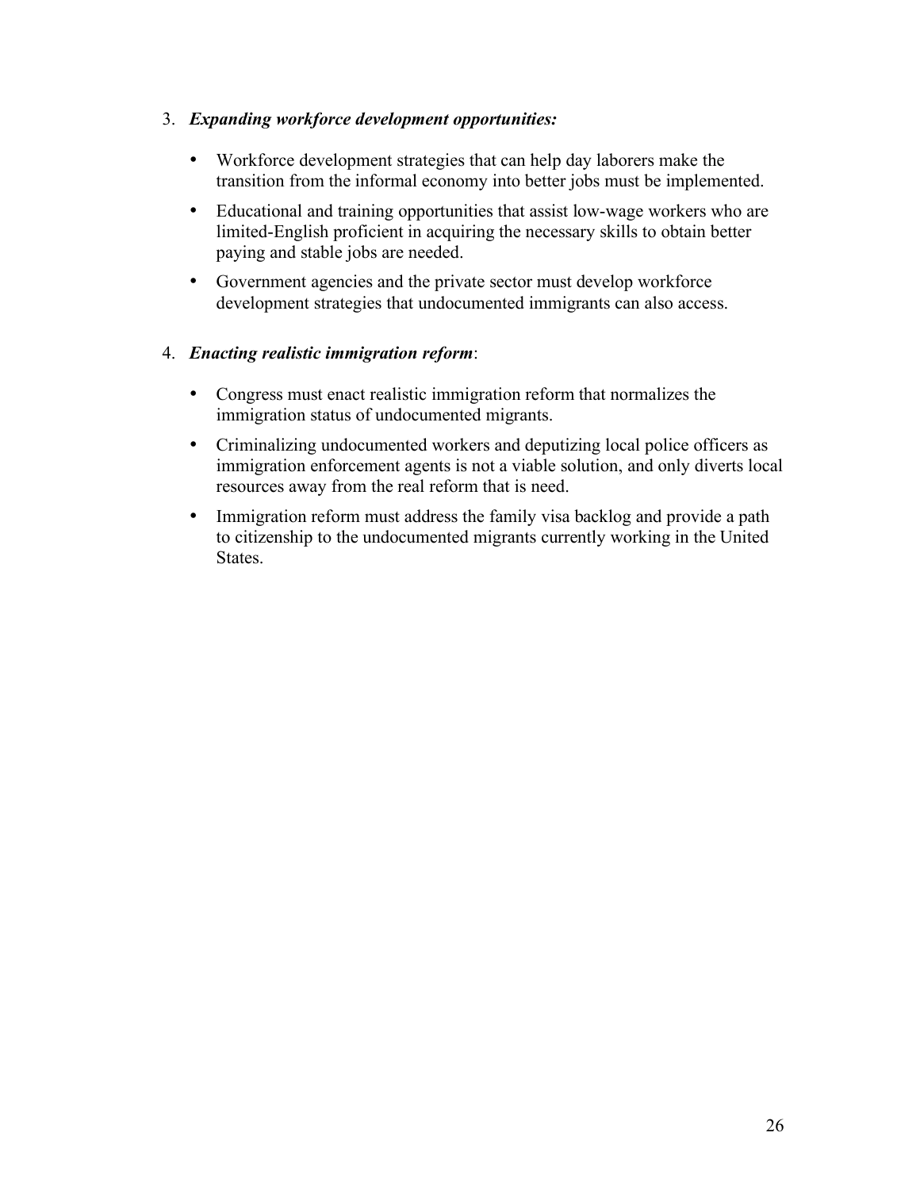3. ***Expanding workforce development opportunities:***

   - Workforce development strategies that can help day laborers make the transition from the informal economy into better jobs must be implemented.
   - Educational and training opportunities that assist low-wage workers who are limited-English proficient in acquiring the necessary skills to obtain better paying and stable jobs are needed.
   - Government agencies and the private sector must develop workforce development strategies that undocumented immigrants can also access.

4. ***Enacting realistic immigration reform***:

   - Congress must enact realistic immigration reform that normalizes the immigration status of undocumented migrants.
   - Criminalizing undocumented workers and deputizing local police officers as immigration enforcement agents is not a viable solution, and only diverts local resources away from the real reform that is need.
   - Immigration reform must address the family visa backlog and provide a path to citizenship to the undocumented migrants currently working in the United States.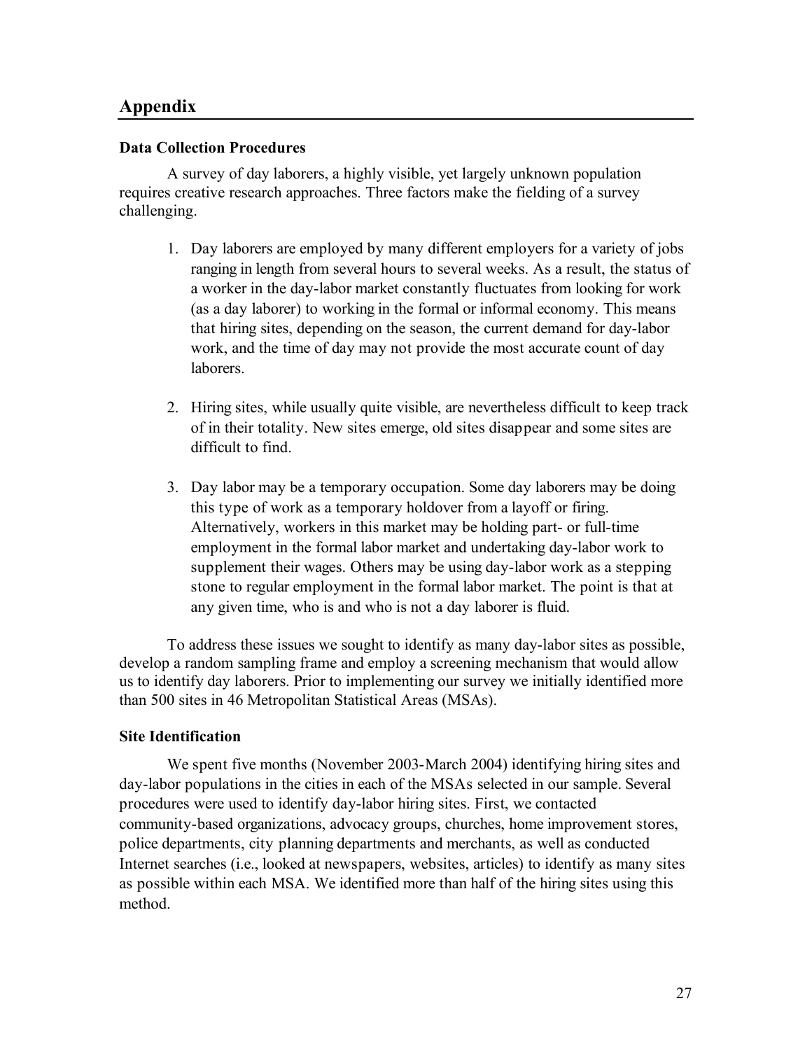## Appendix

### Data Collection Procedures

A survey of day laborers, a highly visible, yet largely unknown population requires creative research approaches. Three factors make the fielding of a survey challenging.

1. Day laborers are employed by many different employers for a variety of jobs ranging in length from several hours to several weeks. As a result, the status of a worker in the day-labor market constantly fluctuates from looking for work (as a day laborer) to working in the formal or informal economy. This means that hiring sites, depending on the season, the current demand for day-labor work, and the time of day may not provide the most accurate count of day laborers.

2. Hiring sites, while usually quite visible, are nevertheless difficult to keep track of in their totality. New sites emerge, old sites disappear and some sites are difficult to find.

3. Day labor may be a temporary occupation. Some day laborers may be doing this type of work as a temporary holdover from a layoff or firing. Alternatively, workers in this market may be holding part- or full-time employment in the formal labor market and undertaking day-labor work to supplement their wages. Others may be using day-labor work as a stepping stone to regular employment in the formal labor market. The point is that at any given time, who is and who is not a day laborer is fluid.

To address these issues we sought to identify as many day-labor sites as possible, develop a random sampling frame and employ a screening mechanism that would allow us to identify day laborers. Prior to implementing our survey we initially identified more than 500 sites in 46 Metropolitan Statistical Areas (MSAs).

### Site Identification

We spent five months (November 2003-March 2004) identifying hiring sites and day-labor populations in the cities in each of the MSAs selected in our sample. Several procedures were used to identify day-labor hiring sites. First, we contacted community-based organizations, advocacy groups, churches, home improvement stores, police departments, city planning departments and merchants, as well as conducted Internet searches (i.e., looked at newspapers, websites, articles) to identify as many sites as possible within each MSA. We identified more than half of the hiring sites using this method.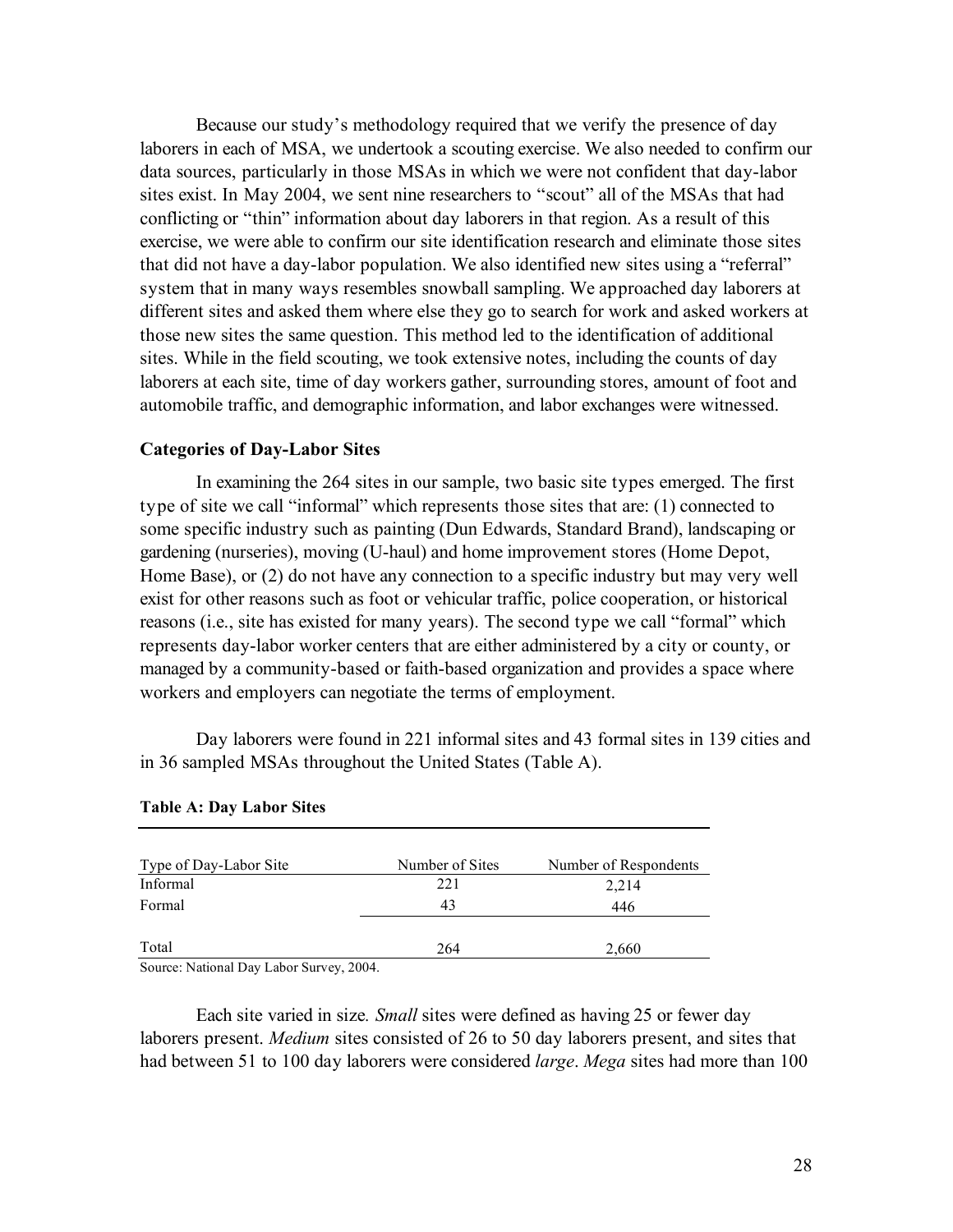Because our study's methodology required that we verify the presence of day laborers in each of MSA, we undertook a scouting exercise. We also needed to confirm our data sources, particularly in those MSAs in which we were not confident that day-labor sites exist. In May 2004, we sent nine researchers to "scout" all of the MSAs that had conflicting or "thin" information about day laborers in that region. As a result of this exercise, we were able to confirm our site identification research and eliminate those sites that did not have a day-labor population. We also identified new sites using a "referral" system that in many ways resembles snowball sampling. We approached day laborers at different sites and asked them where else they go to search for work and asked workers at those new sites the same question. This method led to the identification of additional sites. While in the field scouting, we took extensive notes, including the counts of day laborers at each site, time of day workers gather, surrounding stores, amount of foot and automobile traffic, and demographic information, and labor exchanges were witnessed.

**Categories of Day-Labor Sites**

In examining the 264 sites in our sample, two basic site types emerged. The first type of site we call "informal" which represents those sites that are: (1) connected to some specific industry such as painting (Dun Edwards, Standard Brand), landscaping or gardening (nurseries), moving (U-haul) and home improvement stores (Home Depot, Home Base), or (2) do not have any connection to a specific industry but may very well exist for other reasons such as foot or vehicular traffic, police cooperation, or historical reasons (i.e., site has existed for many years). The second type we call "formal" which represents day-labor worker centers that are either administered by a city or county, or managed by a community-based or faith-based organization and provides a space where workers and employers can negotiate the terms of employment.

Day laborers were found in 221 informal sites and 43 formal sites in 139 cities and in 36 sampled MSAs throughout the United States (Table A).

**Table A: Day Labor Sites**

| Type of Day-Labor Site | Number of Sites | Number of Respondents |
|---|---|---|
| Informal | 221 | 2,214 |
| Formal | 43 | 446 |
| Total | 264 | 2,660 |

Source: National Day Labor Survey, 2004.

Each site varied in size. *Small* sites were defined as having 25 or fewer day laborers present. *Medium* sites consisted of 26 to 50 day laborers present, and sites that had between 51 to 100 day laborers were considered *large*. *Mega* sites had more than 100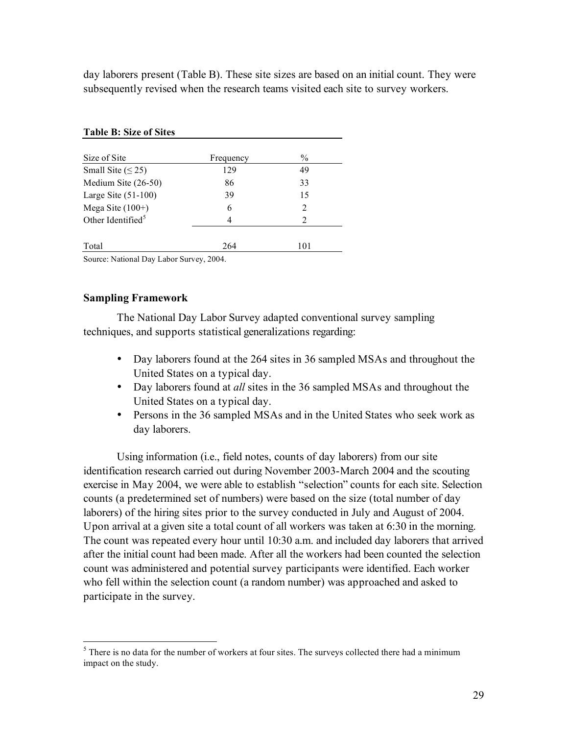day laborers present (Table B). These site sizes are based on an initial count. They were subsequently revised when the research teams visited each site to survey workers.

**Table B: Size of Sites**

| Size of Site | Frequency | % |
|---|---|---|
| Small Site (≤ 25) | 129 | 49 |
| Medium Site (26-50) | 86 | 33 |
| Large Site (51-100) | 39 | 15 |
| Mega Site (100+) | 6 | 2 |
| Other Identified[5] | 4 | 2 |
| Total | 264 | 101 |

Source: National Day Labor Survey, 2004.

### Sampling Framework

The National Day Labor Survey adapted conventional survey sampling techniques, and supports statistical generalizations regarding:

- Day laborers found at the 264 sites in 36 sampled MSAs and throughout the United States on a typical day.
- Day laborers found at *all* sites in the 36 sampled MSAs and throughout the United States on a typical day.
- Persons in the 36 sampled MSAs and in the United States who seek work as day laborers.

Using information (i.e., field notes, counts of day laborers) from our site identification research carried out during November 2003-March 2004 and the scouting exercise in May 2004, we were able to establish "selection" counts for each site. Selection counts (a predetermined set of numbers) were based on the size (total number of day laborers) of the hiring sites prior to the survey conducted in July and August of 2004. Upon arrival at a given site a total count of all workers was taken at 6:30 in the morning. The count was repeated every hour until 10:30 a.m. and included day laborers that arrived after the initial count had been made. After all the workers had been counted the selection count was administered and potential survey participants were identified. Each worker who fell within the selection count (a random number) was approached and asked to participate in the survey.

[5] There is no data for the number of workers at four sites. The surveys collected there had a minimum impact on the study.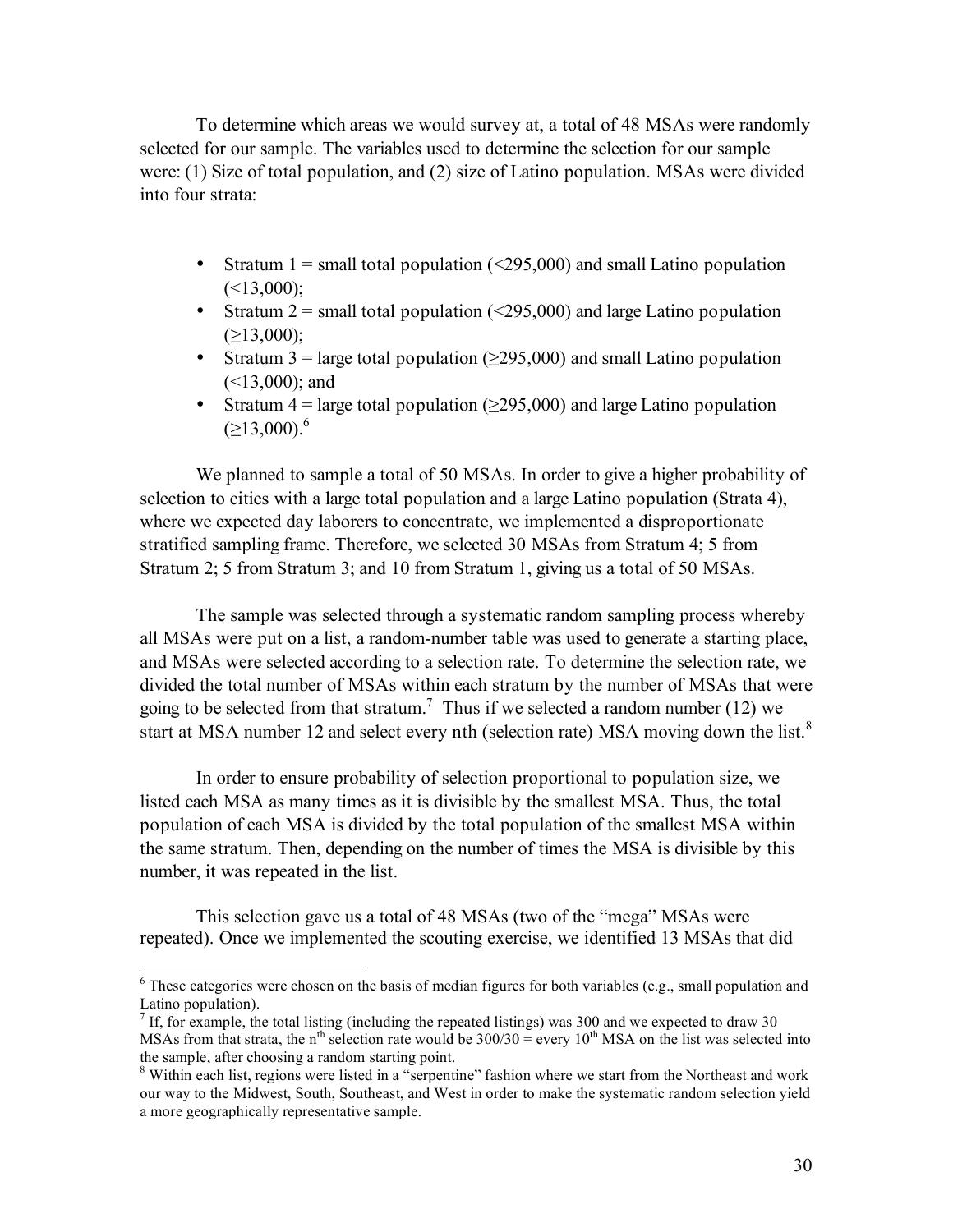To determine which areas we would survey at, a total of 48 MSAs were randomly selected for our sample. The variables used to determine the selection for our sample were: (1) Size of total population, and (2) size of Latino population. MSAs were divided into four strata:

- Stratum 1 = small total population (<295,000) and small Latino population (<13,000);
- Stratum 2 = small total population (<295,000) and large Latino population (≥13,000);
- Stratum 3 = large total population (≥295,000) and small Latino population (<13,000); and
- Stratum 4 = large total population (≥295,000) and large Latino population (≥13,000).[6]

We planned to sample a total of 50 MSAs. In order to give a higher probability of selection to cities with a large total population and a large Latino population (Strata 4), where we expected day laborers to concentrate, we implemented a disproportionate stratified sampling frame. Therefore, we selected 30 MSAs from Stratum 4; 5 from Stratum 2; 5 from Stratum 3; and 10 from Stratum 1, giving us a total of 50 MSAs.

The sample was selected through a systematic random sampling process whereby all MSAs were put on a list, a random-number table was used to generate a starting place, and MSAs were selected according to a selection rate. To determine the selection rate, we divided the total number of MSAs within each stratum by the number of MSAs that were going to be selected from that stratum.[7] Thus if we selected a random number (12) we start at MSA number 12 and select every nth (selection rate) MSA moving down the list.[8]

In order to ensure probability of selection proportional to population size, we listed each MSA as many times as it is divisible by the smallest MSA. Thus, the total population of each MSA is divided by the total population of the smallest MSA within the same stratum. Then, depending on the number of times the MSA is divisible by this number, it was repeated in the list.

This selection gave us a total of 48 MSAs (two of the "mega" MSAs were repeated). Once we implemented the scouting exercise, we identified 13 MSAs that did

---

[6] These categories were chosen on the basis of median figures for both variables (e.g., small population and Latino population).

[7] If, for example, the total listing (including the repeated listings) was 300 and we expected to draw 30 MSAs from that strata, the $n^{th}$ selection rate would be 300/30 = every $10^{th}$ MSA on the list was selected into the sample, after choosing a random starting point.

[8] Within each list, regions were listed in a "serpentine" fashion where we start from the Northeast and work our way to the Midwest, South, Southeast, and West in order to make the systematic random selection yield a more geographically representative sample.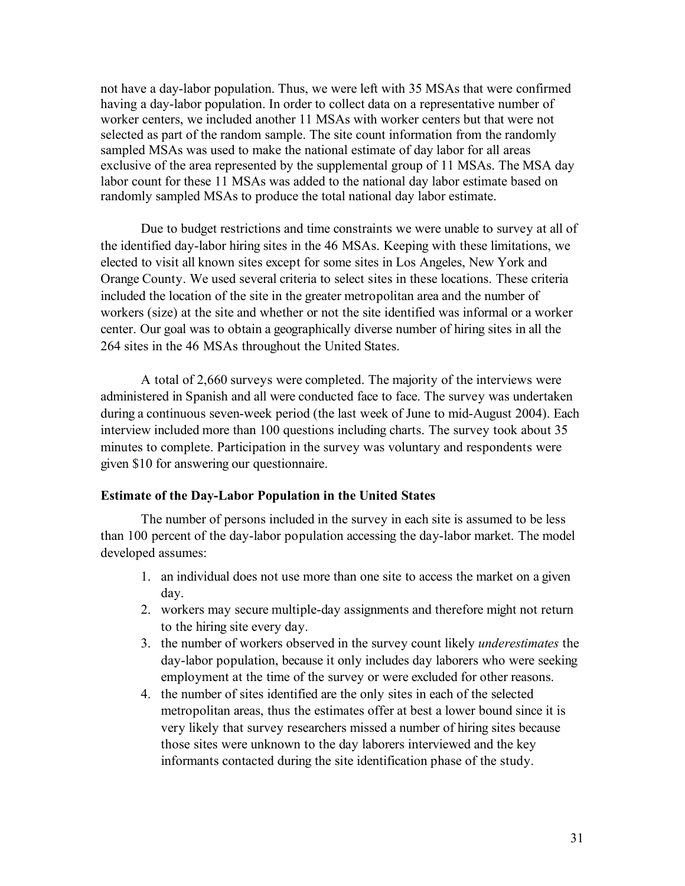not have a day-labor population. Thus, we were left with 35 MSAs that were confirmed having a day-labor population. In order to collect data on a representative number of worker centers, we included another 11 MSAs with worker centers but that were not selected as part of the random sample. The site count information from the randomly sampled MSAs was used to make the national estimate of day labor for all areas exclusive of the area represented by the supplemental group of 11 MSAs. The MSA day labor count for these 11 MSAs was added to the national day labor estimate based on randomly sampled MSAs to produce the total national day labor estimate.

Due to budget restrictions and time constraints we were unable to survey at all of the identified day-labor hiring sites in the 46 MSAs. Keeping with these limitations, we elected to visit all known sites except for some sites in Los Angeles, New York and Orange County. We used several criteria to select sites in these locations. These criteria included the location of the site in the greater metropolitan area and the number of workers (size) at the site and whether or not the site identified was informal or a worker center. Our goal was to obtain a geographically diverse number of hiring sites in all the 264 sites in the 46 MSAs throughout the United States.

A total of 2,660 surveys were completed. The majority of the interviews were administered in Spanish and all were conducted face to face. The survey was undertaken during a continuous seven-week period (the last week of June to mid-August 2004). Each interview included more than 100 questions including charts. The survey took about 35 minutes to complete. Participation in the survey was voluntary and respondents were given $10 for answering our questionnaire.

**Estimate of the Day-Labor Population in the United States**

The number of persons included in the survey in each site is assumed to be less than 100 percent of the day-labor population accessing the day-labor market. The model developed assumes:

1. an individual does not use more than one site to access the market on a given day.
2. workers may secure multiple-day assignments and therefore might not return to the hiring site every day.
3. the number of workers observed in the survey count likely *underestimates* the day-labor population, because it only includes day laborers who were seeking employment at the time of the survey or were excluded for other reasons.
4. the number of sites identified are the only sites in each of the selected metropolitan areas, thus the estimates offer at best a lower bound since it is very likely that survey researchers missed a number of hiring sites because those sites were unknown to the day laborers interviewed and the key informants contacted during the site identification phase of the study.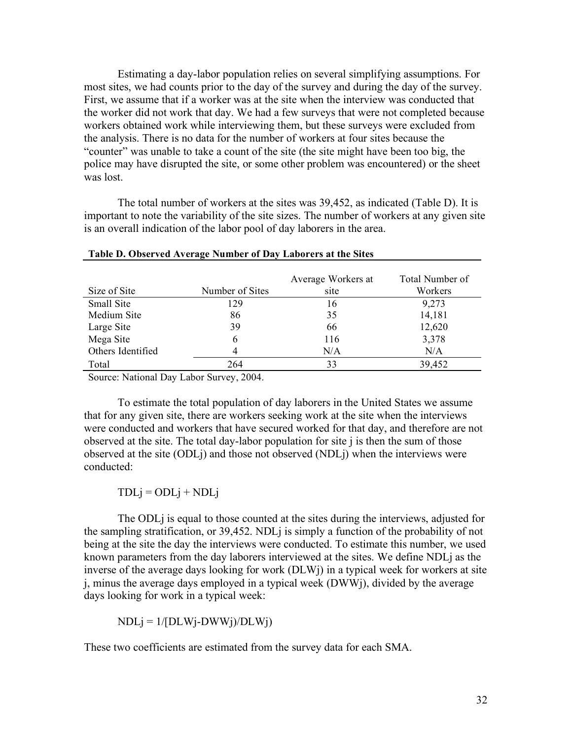Estimating a day-labor population relies on several simplifying assumptions. For most sites, we had counts prior to the day of the survey and during the day of the survey. First, we assume that if a worker was at the site when the interview was conducted that the worker did not work that day. We had a few surveys that were not completed because workers obtained work while interviewing them, but these surveys were excluded from the analysis. There is no data for the number of workers at four sites because the "counter" was unable to take a count of the site (the site might have been too big, the police may have disrupted the site, or some other problem was encountered) or the sheet was lost.

The total number of workers at the sites was 39,452, as indicated (Table D). It is important to note the variability of the site sizes. The number of workers at any given site is an overall indication of the labor pool of day laborers in the area.

**Table D. Observed Average Number of Day Laborers at the Sites**

| Size of Site | Number of Sites | Average Workers at site | Total Number of Workers |
|---|---|---|---|
| Small Site | 129 | 16 | 9,273 |
| Medium Site | 86 | 35 | 14,181 |
| Large Site | 39 | 66 | 12,620 |
| Mega Site | 6 | 116 | 3,378 |
| Others Identified | 4 | N/A | N/A |
| Total | 264 | 33 | 39,452 |

Source: National Day Labor Survey, 2004.

To estimate the total population of day laborers in the United States we assume that for any given site, there are workers seeking work at the site when the interviews were conducted and workers that have secured worked for that day, and therefore are not observed at the site. The total day-labor population for site j is then the sum of those observed at the site ($ODL_j$) and those not observed ($NDL_j$) when the interviews were conducted:

$$TDL_j = ODL_j + NDL_j$$

The $ODL_j$ is equal to those counted at the sites during the interviews, adjusted for the sampling stratification, or 39,452. $NDL_j$ is simply a function of the probability of not being at the site the day the interviews were conducted. To estimate this number, we used known parameters from the day laborers interviewed at the sites. We define $NDL_j$ as the inverse of the average days looking for work ($DLW_j$) in a typical week for workers at site j, minus the average days employed in a typical week ($DWW_j$), divided by the average days looking for work in a typical week:

$$NDL_j = 1/[DLW_j - DWW_j)/DLW_j)$$

These two coefficients are estimated from the survey data for each SMA.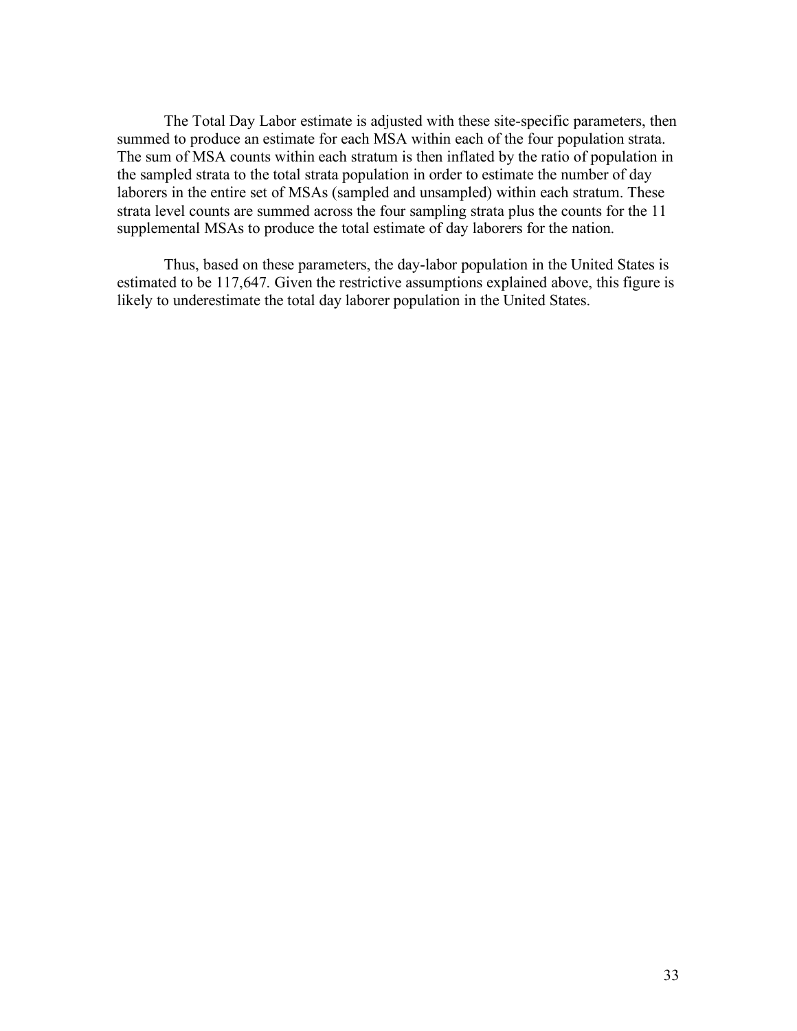The Total Day Labor estimate is adjusted with these site-specific parameters, then summed to produce an estimate for each MSA within each of the four population strata. The sum of MSA counts within each stratum is then inflated by the ratio of population in the sampled strata to the total strata population in order to estimate the number of day laborers in the entire set of MSAs (sampled and unsampled) within each stratum. These strata level counts are summed across the four sampling strata plus the counts for the 11 supplemental MSAs to produce the total estimate of day laborers for the nation.

Thus, based on these parameters, the day-labor population in the United States is estimated to be 117,647. Given the restrictive assumptions explained above, this figure is likely to underestimate the total day laborer population in the United States.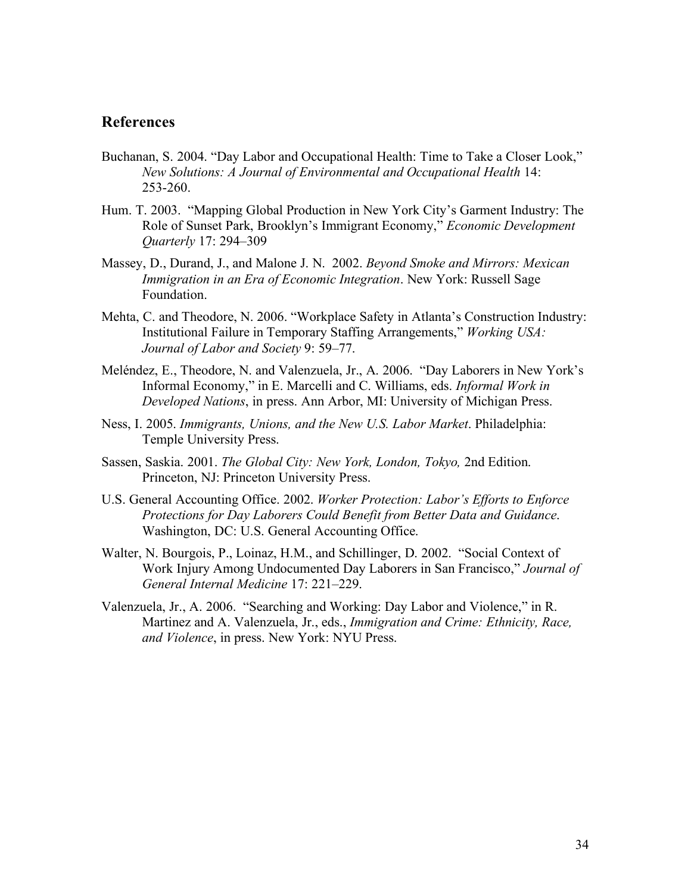## References

Buchanan, S. 2004. "Day Labor and Occupational Health: Time to Take a Closer Look," *New Solutions: A Journal of Environmental and Occupational Health* 14: 253-260.

Hum. T. 2003. "Mapping Global Production in New York City's Garment Industry: The Role of Sunset Park, Brooklyn's Immigrant Economy," *Economic Development Quarterly* 17: 294–309

Massey, D., Durand, J., and Malone J. N. 2002. *Beyond Smoke and Mirrors: Mexican Immigration in an Era of Economic Integration*. New York: Russell Sage Foundation.

Mehta, C. and Theodore, N. 2006. "Workplace Safety in Atlanta's Construction Industry: Institutional Failure in Temporary Staffing Arrangements," *Working USA: Journal of Labor and Society* 9: 59–77.

Meléndez, E., Theodore, N. and Valenzuela, Jr., A. 2006. "Day Laborers in New York's Informal Economy," in E. Marcelli and C. Williams, eds. *Informal Work in Developed Nations*, in press. Ann Arbor, MI: University of Michigan Press.

Ness, I. 2005. *Immigrants, Unions, and the New U.S. Labor Market*. Philadelphia: Temple University Press.

Sassen, Saskia. 2001. *The Global City: New York, London, Tokyo,* 2nd Edition. Princeton, NJ: Princeton University Press.

U.S. General Accounting Office. 2002. *Worker Protection: Labor's Efforts to Enforce Protections for Day Laborers Could Benefit from Better Data and Guidance*. Washington, DC: U.S. General Accounting Office.

Walter, N. Bourgois, P., Loinaz, H.M., and Schillinger, D. 2002. "Social Context of Work Injury Among Undocumented Day Laborers in San Francisco," *Journal of General Internal Medicine* 17: 221–229.

Valenzuela, Jr., A. 2006. "Searching and Working: Day Labor and Violence," in R. Martinez and A. Valenzuela, Jr., eds., *Immigration and Crime: Ethnicity, Race, and Violence*, in press. New York: NYU Press.